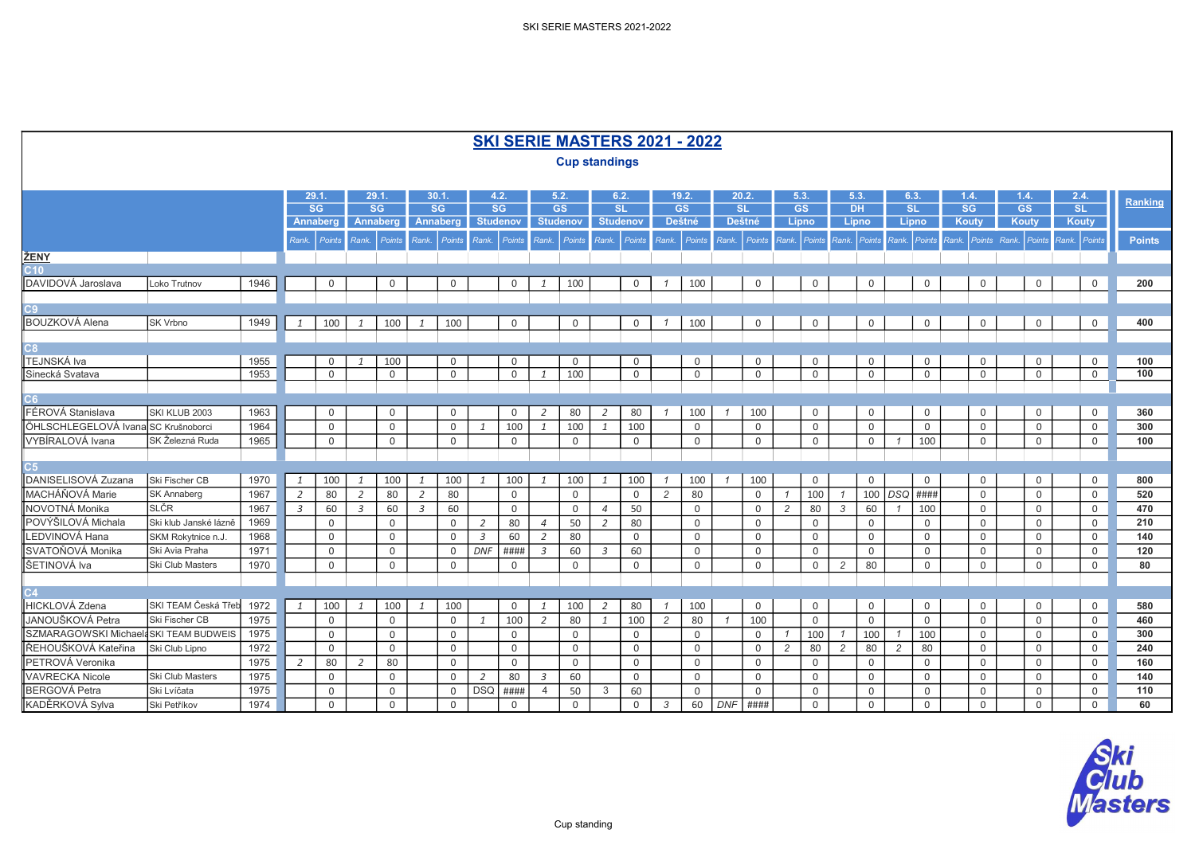# SKI SERIE MASTERS 2021 - 2022

**Cup standings**

| | | | 29.1. SG Annaberg | | 29.1. SG Annaberg | | 30.1. SG Annaberg | | 4.2. SG Studenov | | 5.2. GS Studenov | | 6.2. SL Studenov | | 19.2. GS Deštné | | 20.2. SL Deštné | | 5.3. GS Lipno | | 5.3. DH Lipno | | 6.3. SL Lipno | | 1.4. SG Kouty | | 1.4. GS Kouty | | 2.4. SL Kouty | | Ranking |
|---|---|---|---|---|---|---|---|---|---|---|---|---|---|---|---|---|---|---|---|---|---|---|---|---|---|---|---|---|---|---|---|---|---|
| | | | Rank. | Points | Rank. | Points | Rank. | Points | Rank. | Points | Rank. | Points | Rank. | Points | Rank. | Points | Rank. | Points | Rank. | Points | Rank. | Points | Rank. | Points | Rank. | Points | Rank. | Points | Rank. | Points | Points |
| **ŽENY** | | | | | | | | | | | | | | | | | | | | | | | | | | | | | | | |
| **C10** | | | | | | | | | | | | | | | | | | | | | | | | | | | | | | | |
| DAVIDOVÁ Jaroslava | Loko Trutnov | 1946 | | 0 | | 0 | | 0 | | 0 | 1 | 100 | | 0 | 1 | 100 | | 0 | | 0 | | 0 | | 0 | | 0 | | 0 | | 0 | 200 |
| **C9** | | | | | | | | | | | | | | | | | | | | | | | | | | | | | | | |
| BOUZKOVÁ Alena | SK Vrbno | 1949 | 1 | 100 | 1 | 100 | 1 | 100 | | 0 | | 0 | | 0 | 1 | 100 | | 0 | | 0 | | 0 | | 0 | | 0 | | 0 | | 0 | 400 |
| **C8** | | | | | | | | | | | | | | | | | | | | | | | | | | | | | | | |
| TEJNSKÁ Iva | | 1955 | | 0 | 1 | 100 | | 0 | | 0 | | 0 | | 0 | | 0 | | 0 | | 0 | | 0 | | 0 | | 0 | | 0 | | 0 | 100 |
| Sinecká Svatava | | 1953 | | 0 | | 0 | | 0 | | 0 | 1 | 100 | | 0 | | 0 | | 0 | | 0 | | 0 | | 0 | | 0 | | 0 | | 0 | 100 |
| **C6** | | | | | | | | | | | | | | | | | | | | | | | | | | | | | | | |
| FÉROVÁ Stanislava | SKI KLUB 2003 | 1963 | | 0 | | 0 | | 0 | | 0 | 2 | 80 | 2 | 80 | 1 | 100 | 1 | 100 | | 0 | | 0 | | 0 | | 0 | | 0 | | 0 | 360 |
| ÖHLSCHLEGELOVÁ Ivana | SC Krušnoborci | 1964 | | 0 | | 0 | | 0 | 1 | 100 | 1 | 100 | 1 | 100 | | 0 | | 0 | | 0 | | 0 | | 0 | | 0 | | 0 | | 0 | 300 |
| VYBÍRALOVÁ Ivana | SK Železná Ruda | 1965 | | 0 | | 0 | | 0 | | 0 | | 0 | | 0 | | 0 | | 0 | | 0 | | 0 | 1 | 100 | | 0 | | 0 | | 0 | 100 |
| **C5** | | | | | | | | | | | | | | | | | | | | | | | | | | | | | | | |
| DANISELISOVÁ Zuzana | Ski Fischer CB | 1970 | 1 | 100 | 1 | 100 | 1 | 100 | 1 | 100 | 1 | 100 | 1 | 100 | 1 | 100 | 1 | 100 | | 0 | | 0 | | 0 | | 0 | | 0 | | 0 | 800 |
| MACHÁŇOVÁ Marie | SK Annaberg | 1967 | 2 | 80 | 2 | 80 | 2 | 80 | | 0 | | 0 | | 0 | 2 | 80 | | 0 | 1 | 100 | 1 | 100 | DSQ | #### | | 0 | | 0 | | 0 | 520 |
| NOVOTNÁ Monika | SLČR | 1967 | 3 | 60 | 3 | 60 | 3 | 60 | | 0 | | 0 | 4 | 50 | | 0 | | 0 | 2 | 80 | 3 | 60 | 1 | 100 | | 0 | | 0 | | 0 | 470 |
| POVÝŠILOVÁ Michala | Ski klub Janské lázně | 1969 | | 0 | | 0 | | 0 | 2 | 80 | 4 | 50 | 2 | 80 | | 0 | | 0 | | 0 | | 0 | | 0 | | 0 | | 0 | | 0 | 210 |
| LEDVINOVÁ Hana | SKM Rokytnice n.J. | 1968 | | 0 | | 0 | | 0 | 3 | 60 | 2 | 80 | | 0 | | 0 | | 0 | | 0 | | 0 | | 0 | | 0 | | 0 | | 0 | 140 |
| SVATOŇOVÁ Monika | Ski Avia Praha | 1971 | | 0 | | 0 | | 0 | DNF | #### | 3 | 60 | 3 | 60 | | 0 | | 0 | | 0 | | 0 | | 0 | | 0 | | 0 | | 0 | 120 |
| ŠETINOVÁ Iva | Ski Club Masters | 1970 | | 0 | | 0 | | 0 | | 0 | | 0 | | 0 | | 0 | | 0 | | 0 | 2 | 80 | | 0 | | 0 | | 0 | | 0 | 80 |
| **C4** | | | | | | | | | | | | | | | | | | | | | | | | | | | | | | | |
| HICKLOVÁ Zdena | SKI TEAM Česká Třeb | 1972 | 1 | 100 | 1 | 100 | 1 | 100 | | 0 | 1 | 100 | 2 | 80 | 1 | 100 | | 0 | | 0 | | 0 | | 0 | | 0 | | 0 | | 0 | 580 |
| JANOUŠKOVÁ Petra | Ski Fischer CB | 1975 | | 0 | | 0 | | 0 | 1 | 100 | 2 | 80 | 1 | 100 | 2 | 80 | 1 | 100 | | 0 | | 0 | | 0 | | 0 | | 0 | | 0 | 460 |
| SZMARAGOWSKI Michaela | SKI TEAM BUDWEIS | 1975 | | 0 | | 0 | | 0 | | 0 | | 0 | | 0 | | 0 | | 0 | 1 | 100 | 1 | 100 | 1 | 100 | | 0 | | 0 | | 0 | 300 |
| ŘEHOUŠKOVÁ Kateřina | Ski Club Lipno | 1972 | | 0 | | 0 | | 0 | | 0 | | 0 | | 0 | | 0 | | 0 | 2 | 80 | 2 | 80 | 2 | 80 | | 0 | | 0 | | 0 | 240 |
| PETROVÁ Veronika | | 1975 | 2 | 80 | 2 | 80 | | 0 | | 0 | | 0 | | 0 | | 0 | | 0 | | 0 | | 0 | | 0 | | 0 | | 0 | | 0 | 160 |
| VAVRECKA Nicole | Ski Club Masters | 1975 | | 0 | | 0 | | 0 | 2 | 80 | 3 | 60 | | 0 | | 0 | | 0 | | 0 | | 0 | | 0 | | 0 | | 0 | | 0 | 140 |
| BERGOVÁ Petra | Ski Lvíčata | 1975 | | 0 | | 0 | | 0 | DSQ | #### | 4 | 50 | 3 | 60 | | 0 | | 0 | | 0 | | 0 | | 0 | | 0 | | 0 | | 0 | 110 |
| KADĚRKOVÁ Sylva | Ski Petříkov | 1974 | | 0 | | 0 | | 0 | | 0 | | 0 | | 0 | 3 | 60 | DNF | #### | | 0 | | 0 | | 0 | | 0 | | 0 | | 0 | 60 |

Cup standing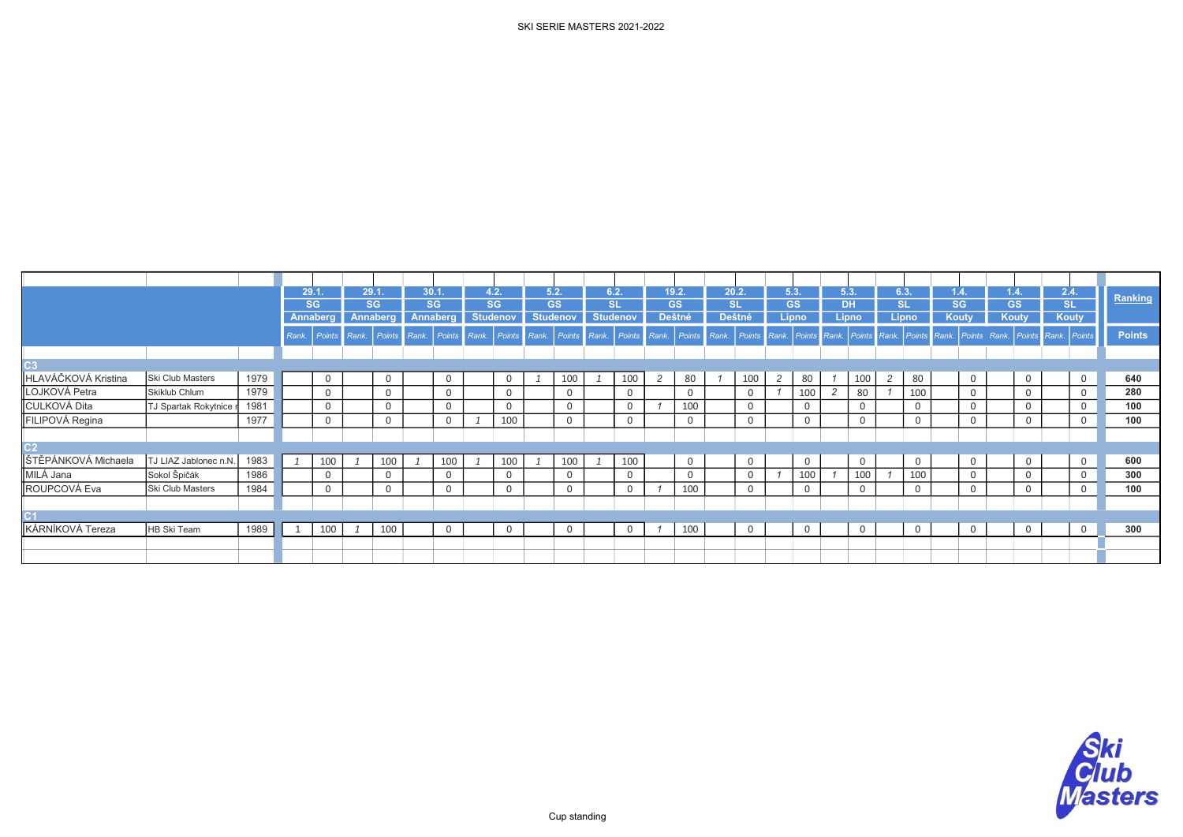SKI SERIE MASTERS 2021-2022

| | | | 29.1. SG Annaberg | | 29.1. SG Annaberg | | 30.1. SG Annaberg | | 4.2. SG Studenov | | 5.2. GS Studenov | | 6.2. SL Studenov | | 19.2. GS Deštné | | 20.2. SL Deštné | | 5.3. GS Lipno | | 5.3. DH Lipno | | 6.3. SL Lipno | | 1.4. SG Kouty | | 1.4. GS Kouty | | 2.4. SL Kouty | | Ranking |
|---|---|---|---|---|---|---|---|---|---|---|---|---|---|---|---|---|---|---|---|---|---|---|---|---|---|---|---|---|---|---|---|
| | | | *Rank.* | *Points* | *Rank.* | *Points* | *Rank.* | *Points* | *Rank.* | *Points* | *Rank.* | *Points* | *Rank.* | *Points* | *Rank.* | *Points* | *Rank.* | *Points* | *Rank.* | *Points* | *Rank.* | *Points* | *Rank.* | *Points* | *Rank.* | *Points* | *Rank.* | *Points* | *Rank.* | *Points* | **Points** |
| **C3** | | | | | | | | | | | | | | | | | | | | | | | | | | | | | | | |
| HLAVÁČKOVÁ Kristina | Ski Club Masters | 1979 | | 0 | | 0 | | 0 | | 0 | *1* | 100 | *1* | 100 | *2* | 80 | *1* | 100 | *2* | 80 | *1* | 100 | *2* | 80 | | 0 | | 0 | | 0 | **640** |
| LOJKOVÁ Petra | Skiklub Chlum | 1979 | | 0 | | 0 | | 0 | | 0 | | 0 | | 0 | | 0 | | 0 | *1* | 100 | *2* | 80 | *1* | 100 | | 0 | | 0 | | 0 | **280** |
| CULKOVÁ Dita | TJ Spartak Rokytnice n | 1981 | | 0 | | 0 | | 0 | | 0 | | 0 | | 0 | *1* | 100 | | 0 | | 0 | | 0 | | 0 | | 0 | | 0 | | 0 | **100** |
| FILIPOVÁ Regina | | 1977 | | 0 | | 0 | | 0 | *1* | 100 | | 0 | | 0 | | 0 | | 0 | | 0 | | 0 | | 0 | | 0 | | 0 | | 0 | **100** |
| **C2** | | | | | | | | | | | | | | | | | | | | | | | | | | | | | | | |
| ŠTĚPÁNKOVÁ Michaela | TJ LIAZ Jablonec n.N. | 1983 | *1* | 100 | *1* | 100 | *1* | 100 | *1* | 100 | *1* | 100 | *1* | 100 | | 0 | | 0 | | 0 | | 0 | | 0 | | 0 | | 0 | | 0 | **600** |
| MILÁ Jana | Sokol Špičák | 1986 | | 0 | | 0 | | 0 | | 0 | | 0 | | 0 | | 0 | | 0 | *1* | 100 | *1* | 100 | *1* | 100 | | 0 | | 0 | | 0 | **300** |
| ROUPCOVÁ Eva | Ski Club Masters | 1984 | | 0 | | 0 | | 0 | | 0 | | 0 | | 0 | *1* | 100 | | 0 | | 0 | | 0 | | 0 | | 0 | | 0 | | 0 | **100** |
| **C1** | | | | | | | | | | | | | | | | | | | | | | | | | | | | | | | |
| KÁRNÍKOVÁ Tereza | HB Ski Team | 1989 | 1 | 100 | *1* | 100 | | 0 | | 0 | | 0 | | 0 | *1* | 100 | | 0 | | 0 | | 0 | | 0 | | 0 | | 0 | | 0 | **300** |

Cup standing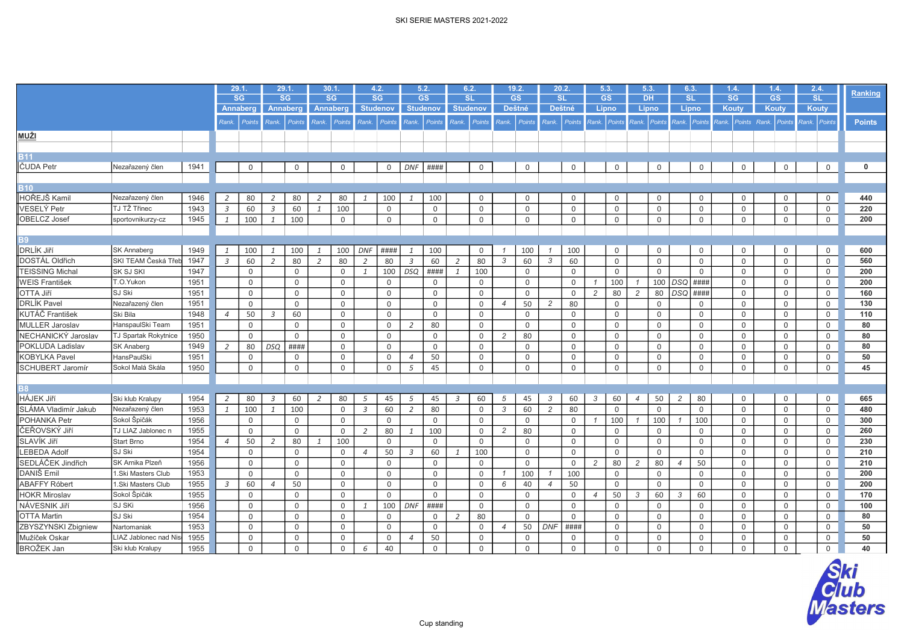# SKI SERIE MASTERS 2021-2022

| | | | 29.1. | | 29.1. | | 30.1. | | 4.2. | | 5.2. | | 6.2. | | 19.2. | | 20.2. | | 5.3. | | 5.3. | | 6.3. | | 1.4. | | 1.4. | | 2.4. | | Ranking |
|---|---|---|---|---|---|---|---|---|---|---|---|---|---|---|---|---|---|---|---|---|---|---|---|---|---|---|---|---|---|---|---|
| | | | SG | | SG | | SG | | SG | | GS | | SL | | GS | | SL | | GS | | DH | | SL | | SG | | GS | | SL | | |
| | | | Annaberg | | Annaberg | | Annaberg | | Studenov | | Studenov | | Studenov | | Deštné | | Deštné | | Lipno | | Lipno | | Lipno | | Kouty | | Kouty | | Kouty | | |
| | | | Rank. | Points | Rank. | Points | Rank. | Points | Rank. | Points | Rank. | Points | Rank. | Points | Rank. | Points | Rank. | Points | Rank. | Points | Rank. | Points | Rank. | Points | Rank. | Points | Rank. | Points | Rank. | Points | Points |
| **MUŽI** | | | | | | | | | | | | | | | | | | | | | | | | | | | | | | | |
| **B11** | | | | | | | | | | | | | | | | | | | | | | | | | | | | | | | |
| ČUDA Petr | Nezařazený člen | 1941 | | 0 | | 0 | | 0 | | 0 | DNF | #### | | 0 | | 0 | | 0 | | 0 | | 0 | | 0 | | 0 | | 0 | | 0 | **0** |
| **B10** | | | | | | | | | | | | | | | | | | | | | | | | | | | | | | | |
| HOŘEJŠ Kamil | Nezařazený člen | 1946 | 2 | 80 | 2 | 80 | 2 | 80 | 1 | 100 | 1 | 100 | | 0 | | 0 | | 0 | | 0 | | 0 | | 0 | | 0 | | 0 | | 0 | **440** |
| VESELÝ Petr | TJ TŽ Třinec | 1943 | 3 | 60 | 3 | 60 | 1 | 100 | | 0 | | 0 | | 0 | | 0 | | 0 | | 0 | | 0 | | 0 | | 0 | | 0 | | 0 | **220** |
| OBELCZ Josef | sportovnikurzy-cz | 1945 | 1 | 100 | 1 | 100 | | 0 | | 0 | | 0 | | 0 | | 0 | | 0 | | 0 | | 0 | | 0 | | 0 | | 0 | | 0 | **200** |
| **B9** | | | | | | | | | | | | | | | | | | | | | | | | | | | | | | | |
| DRLÍK Jiří | SK Annaberg | 1949 | 1 | 100 | 1 | 100 | 1 | 100 | DNF | #### | 1 | 100 | | 0 | 1 | 100 | 1 | 100 | | 0 | | 0 | | 0 | | 0 | | 0 | | 0 | **600** |
| DOSTÁL Oldřich | SKI TEAM Česká Třeb | 1947 | 3 | 60 | 2 | 80 | 2 | 80 | 2 | 80 | 3 | 60 | 2 | 80 | 3 | 60 | 3 | 60 | | 0 | | 0 | | 0 | | 0 | | 0 | | 0 | **560** |
| TEISSING Michal | SK SJ SKI | 1947 | | 0 | | 0 | | 0 | 1 | 100 | DSQ | #### | 1 | 100 | | 0 | | 0 | | 0 | | 0 | | 0 | | 0 | | 0 | | 0 | **200** |
| WEIS František | T.O.Yukon | 1951 | | 0 | | 0 | | 0 | | 0 | | 0 | | 0 | | 0 | | 0 | 1 | 100 | 1 | 100 | DSQ | #### | | 0 | | 0 | | 0 | **200** |
| OTTA Jiří | SJ Ski | 1951 | | 0 | | 0 | | 0 | | 0 | | 0 | | 0 | | 0 | | 0 | 2 | 80 | 2 | 80 | DSQ | #### | | 0 | | 0 | | 0 | **160** |
| DRLÍK Pavel | Nezařazený člen | 1951 | | 0 | | 0 | | 0 | | 0 | | 0 | | 0 | 4 | 50 | 2 | 80 | | 0 | | 0 | | 0 | | 0 | | 0 | | 0 | **130** |
| KUTÁČ František | Ski Bila | 1948 | 4 | 50 | 3 | 60 | | 0 | | 0 | | 0 | | 0 | | 0 | | 0 | | 0 | | 0 | | 0 | | 0 | | 0 | | 0 | **110** |
| MULLER Jaroslav | HanspaulSki Team | 1951 | | 0 | | 0 | | 0 | | 0 | 2 | 80 | | 0 | | 0 | | 0 | | 0 | | 0 | | 0 | | 0 | | 0 | | 0 | **80** |
| NECHANICKÝ Jaroslav | TJ Spartak Rokytnice | 1950 | | 0 | | 0 | | 0 | | 0 | | 0 | | 0 | 2 | 80 | | 0 | | 0 | | 0 | | 0 | | 0 | | 0 | | 0 | **80** |
| POKLUDA Ladislav | SK Anaberg | 1949 | 2 | 80 | DSQ | #### | | 0 | | 0 | | 0 | | 0 | | 0 | | 0 | | 0 | | 0 | | 0 | | 0 | | 0 | | 0 | **80** |
| KOBYLKA Pavel | HansPaulSki | 1951 | | 0 | | 0 | | 0 | | 0 | 4 | 50 | | 0 | | 0 | | 0 | | 0 | | 0 | | 0 | | 0 | | 0 | | 0 | **50** |
| SCHUBERT Jaromír | Sokol Malá Skála | 1950 | | 0 | | 0 | | 0 | | 0 | 5 | 45 | | 0 | | 0 | | 0 | | 0 | | 0 | | 0 | | 0 | | 0 | | 0 | **45** |
| **B8** | | | | | | | | | | | | | | | | | | | | | | | | | | | | | | | |
| HÁJEK Jiří | Ski klub Kralupy | 1954 | 2 | 80 | 3 | 60 | 2 | 80 | 5 | 45 | 5 | 45 | 3 | 60 | 5 | 45 | 3 | 60 | 3 | 60 | 4 | 50 | 2 | 80 | | 0 | | 0 | | 0 | **665** |
| SLÁMA Vladimír Jakub | Nezařazený člen | 1953 | 1 | 100 | 1 | 100 | | 0 | 3 | 60 | 2 | 80 | | 0 | 3 | 60 | 2 | 80 | | 0 | | 0 | | 0 | | 0 | | 0 | | 0 | **480** |
| POHANKA Petr | Sokol Špičák | 1956 | | 0 | | 0 | | 0 | | 0 | | 0 | | 0 | | 0 | | 0 | 1 | 100 | 1 | 100 | 1 | 100 | | 0 | | 0 | | 0 | **300** |
| ČEŘOVSKÝ Jiří | TJ LIAZ Jablonec n | 1955 | | 0 | | 0 | | 0 | 2 | 80 | 1 | 100 | | 0 | 2 | 80 | | 0 | | 0 | | 0 | | 0 | | 0 | | 0 | | 0 | **260** |
| SLAVÍK Jiří | Start Brno | 1954 | 4 | 50 | 2 | 80 | 1 | 100 | | 0 | | 0 | | 0 | | 0 | | 0 | | 0 | | 0 | | 0 | | 0 | | 0 | | 0 | **230** |
| LEBEDA Adolf | SJ Ski | 1954 | | 0 | | 0 | | 0 | 4 | 50 | 3 | 60 | 1 | 100 | | 0 | | 0 | | 0 | | 0 | | 0 | | 0 | | 0 | | 0 | **210** |
| SEDLÁČEK Jindřich | SK Arnika Plzeň | 1956 | | 0 | | 0 | | 0 | | 0 | | 0 | | 0 | | 0 | | 0 | 2 | 80 | 2 | 80 | 4 | 50 | | 0 | | 0 | | 0 | **210** |
| DANIŠ Emil | 1.Ski Masters Club | 1953 | | 0 | | 0 | | 0 | | 0 | | 0 | | 0 | 1 | 100 | 1 | 100 | | 0 | | 0 | | 0 | | 0 | | 0 | | 0 | **200** |
| ABAFFY Róbert | 1.Ski Masters Club | 1955 | 3 | 60 | 4 | 50 | | 0 | | 0 | | 0 | | 0 | 6 | 40 | 4 | 50 | | 0 | | 0 | | 0 | | 0 | | 0 | | 0 | **200** |
| HOKR Miroslav | Sokol Špičák | 1955 | | 0 | | 0 | | 0 | | 0 | | 0 | | 0 | | 0 | | 0 | 4 | 50 | 3 | 60 | 3 | 60 | | 0 | | 0 | | 0 | **170** |
| NÁVESNIK Jiří | SJ SKi | 1956 | | 0 | | 0 | | 0 | 1 | 100 | DNF | #### | | 0 | | 0 | | 0 | | 0 | | 0 | | 0 | | 0 | | 0 | | 0 | **100** |
| OTTA Martin | SJ Ski | 1954 | | 0 | | 0 | | 0 | | 0 | | 0 | 2 | 80 | | 0 | | 0 | | 0 | | 0 | | 0 | | 0 | | 0 | | 0 | **80** |
| ZBYSZYNSKI Zbigniew | Nartomaniak | 1953 | | 0 | | 0 | | 0 | | 0 | | 0 | | 0 | 4 | 50 | DNF | #### | | 0 | | 0 | | 0 | | 0 | | 0 | | 0 | **50** |
| Mužíček Oskar | LIAZ Jablonec nad Nis | 1955 | | 0 | | 0 | | 0 | | 0 | 4 | 50 | | 0 | | 0 | | 0 | | 0 | | 0 | | 0 | | 0 | | 0 | | 0 | **50** |
| BROŽEK Jan | Ski klub Kralupy | 1955 | | 0 | | 0 | | 0 | 6 | 40 | | 0 | | 0 | | 0 | | 0 | | 0 | | 0 | | 0 | | 0 | | 0 | | 0 | **40** |

Cup standing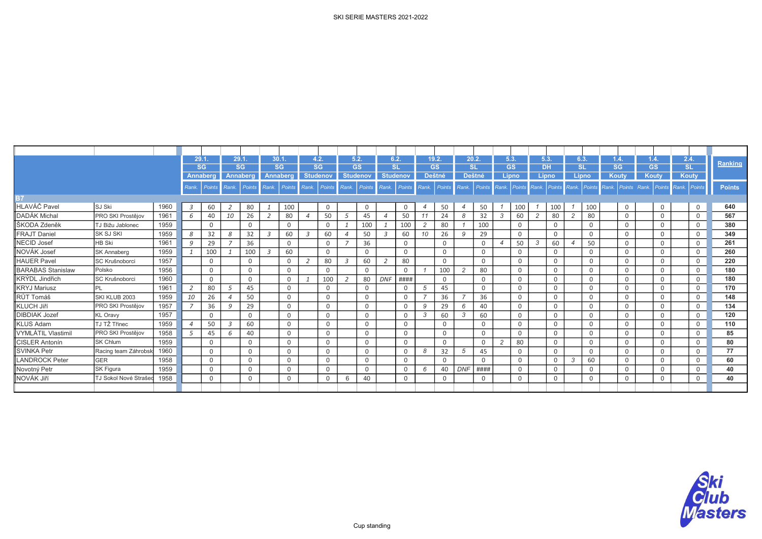SKI SERIE MASTERS 2021-2022

| | | | 29.1. SG Annaberg | | 29.1. SG Annaberg | | 30.1. SG Annaberg | | 4.2. SG Studenov | | 5.2. GS Studenov | | 6.2. SL Studenov | | 19.2. GS Deštné | | 20.2. SL Deštné | | 5.3. GS Lipno | | 5.3. DH Lipno | | 6.3. SL Lipno | | 1.4. SG Kouty | | 1.4. GS Kouty | | 2.4. SL Kouty | | Ranking |
|---|---|---|---|---|---|---|---|---|---|---|---|---|---|---|---|---|---|---|---|---|---|---|---|---|---|---|---|---|---|---|---|
| | | | Rank. | Points | Rank. | Points | Rank. | Points | Rank. | Points | Rank. | Points | Rank. | Points | Rank. | Points | Rank. | Points | Rank. | Points | Rank. | Points | Rank. | Points | Rank. | Points | Rank. | Points | Rank. | Points | Points |
| **B7** | | | | | | | | | | | | | | | | | | | | | | | | | | | | | | | |
| HLAVÁČ Pavel | SJ Ski | 1960 | 3 | 60 | 2 | 80 | 1 | 100 | | 0 | | 0 | | 0 | 4 | 50 | 4 | 50 | 1 | 100 | 1 | 100 | 1 | 100 | | 0 | | 0 | | 0 | 640 |
| DADÁK Michal | PRO SKI Prostějov | 1961 | 6 | 40 | 10 | 26 | 2 | 80 | 4 | 50 | 5 | 45 | 4 | 50 | 11 | 24 | 8 | 32 | 3 | 60 | 2 | 80 | 2 | 80 | | 0 | | 0 | | 0 | 567 |
| ŠKODA Zdeněk | TJ Bižu Jablonec | 1959 | | 0 | | 0 | | 0 | | 0 | 1 | 100 | 1 | 100 | 2 | 80 | 1 | 100 | | 0 | | 0 | | 0 | | 0 | | 0 | | 0 | 380 |
| FRAJT Daniel | SK SJ SKI | 1959 | 8 | 32 | 8 | 32 | 3 | 60 | 3 | 60 | 4 | 50 | 3 | 60 | 10 | 26 | 9 | 29 | | 0 | | 0 | | 0 | | 0 | | 0 | | 0 | 349 |
| NECID Josef | HB Ski | 1961 | 9 | 29 | 7 | 36 | | 0 | | 0 | 7 | 36 | | 0 | | 0 | | 0 | 4 | 50 | 3 | 60 | 4 | 50 | | 0 | | 0 | | 0 | 261 |
| NOVÁK Josef | SK Annaberg | 1959 | 1 | 100 | 1 | 100 | 3 | 60 | | 0 | | 0 | | 0 | | 0 | | 0 | | 0 | | 0 | | 0 | | 0 | | 0 | | 0 | 260 |
| HAUER Pavel | SC Krušnoborci | 1957 | | 0 | | 0 | | 0 | 2 | 80 | 3 | 60 | 2 | 80 | | 0 | | 0 | | 0 | | 0 | | 0 | | 0 | | 0 | | 0 | 220 |
| BARABAS Stanislaw | Polsko | 1956 | | 0 | | 0 | | 0 | | 0 | | 0 | | 0 | 1 | 100 | 2 | 80 | | 0 | | 0 | | 0 | | 0 | | 0 | | 0 | 180 |
| KRÝDL Jindřich | SC Krušnoborci | 1960 | | 0 | | 0 | | 0 | 1 | 100 | 2 | 80 | DNF | #### | | 0 | | 0 | | 0 | | 0 | | 0 | | 0 | | 0 | | 0 | 180 |
| KRYJ Mariusz | PL | 1961 | 2 | 80 | 5 | 45 | | 0 | | 0 | | 0 | | 0 | 5 | 45 | | 0 | | 0 | | 0 | | 0 | | 0 | | 0 | | 0 | 170 |
| RŮT Tomáš | SKI KLUB 2003 | 1959 | 10 | 26 | 4 | 50 | | 0 | | 0 | | 0 | | 0 | 7 | 36 | 7 | 36 | | 0 | | 0 | | 0 | | 0 | | 0 | | 0 | 148 |
| KLUCH Jiří | PRO SKI Prostějov | 1957 | 7 | 36 | 9 | 29 | | 0 | | 0 | | 0 | | 0 | 9 | 29 | 6 | 40 | | 0 | | 0 | | 0 | | 0 | | 0 | | 0 | 134 |
| DIBDIAK Jozef | KL Oravy | 1957 | | 0 | | 0 | | 0 | | 0 | | 0 | | 0 | 3 | 60 | 3 | 60 | | 0 | | 0 | | 0 | | 0 | | 0 | | 0 | 120 |
| KLUS Adam | TJ TŽ Třinec | 1959 | 4 | 50 | 3 | 60 | | 0 | | 0 | | 0 | | 0 | | 0 | | 0 | | 0 | | 0 | | 0 | | 0 | | 0 | | 0 | 110 |
| VYMLÁTIL Vlastimil | PRO SKI Prostějov | 1958 | 5 | 45 | 6 | 40 | | 0 | | 0 | | 0 | | 0 | | 0 | | 0 | | 0 | | 0 | | 0 | | 0 | | 0 | | 0 | 85 |
| CISLER Antonín | SK Chlum | 1959 | | 0 | | 0 | | 0 | | 0 | | 0 | | 0 | | 0 | | 0 | 2 | 80 | | 0 | | 0 | | 0 | | 0 | | 0 | 80 |
| SVINKA Petr | Racing team Záhrobsk | 1960 | | 0 | | 0 | | 0 | | 0 | | 0 | | 0 | 8 | 32 | 5 | 45 | | 0 | | 0 | | 0 | | 0 | | 0 | | 0 | 77 |
| LANDROCK Peter | GER | 1958 | | 0 | | 0 | | 0 | | 0 | | 0 | | 0 | | 0 | | 0 | | 0 | | 0 | 3 | 60 | | 0 | | 0 | | 0 | 60 |
| Novotný Petr | SK Figura | 1959 | | 0 | | 0 | | 0 | | 0 | | 0 | | 0 | 6 | 40 | DNF | #### | | 0 | | 0 | | 0 | | 0 | | 0 | | 0 | 40 |
| NOVÁK Jiří | TJ Sokol Nové Strašec | 1958 | | 0 | | 0 | | 0 | | 0 | 6 | 40 | | 0 | | 0 | | 0 | | 0 | | 0 | | 0 | | 0 | | 0 | | 0 | 40 |

Cup standing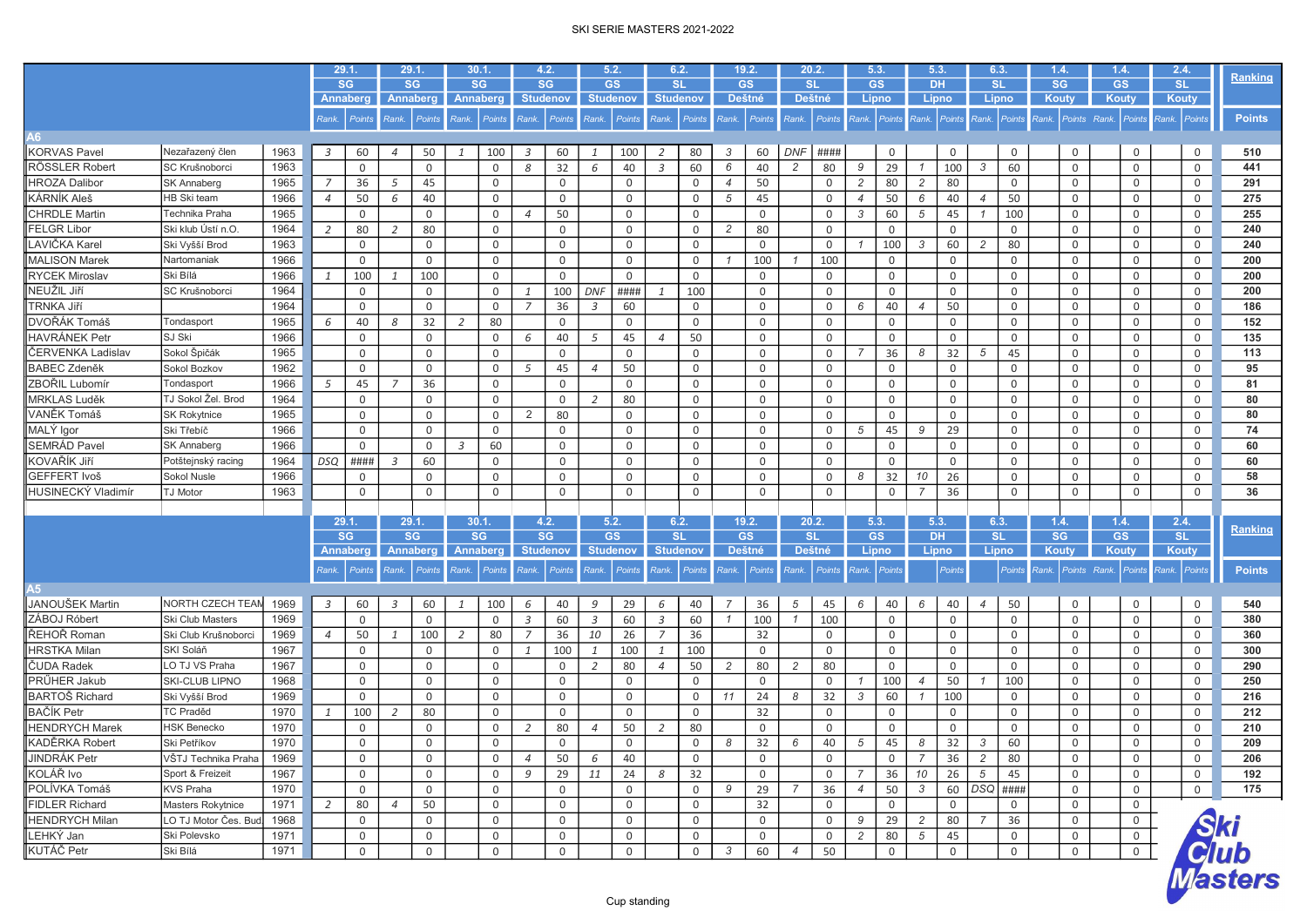# SKI SERIE MASTERS 2021-2022

| | | | 29.1. SG Annaberg | | 29.1. SG Annaberg | | 30.1. SG Annaberg | | 4.2. SG Studenov | | 5.2. GS Studenov | | 6.2. SL Studenov | | 19.2. GS Deštné | | 20.2. SL Deštné | | 5.3. GS Lipno | | 5.3. DH Lipno | | 6.3. SL Lipno | | 1.4. SG Kouty | | 1.4. GS Kouty | | 2.4. SL Kouty | | Ranking |
|---|---|---|---|---|---|---|---|---|---|---|---|---|---|---|---|---|---|---|---|---|---|---|---|---|---|---|---|---|---|---|---|
| | | | Rank. | Points | Rank. | Points | Rank. | Points | Rank. | Points | Rank. | Points | Rank. | Points | Rank. | Points | Rank. | Points | Rank. | Points | Rank. | Points | Rank. | Points | Rank. | Points | Rank. | Points | Rank. | Points | Points |
| **A6** | | | | | | | | | | | | | | | | | | | | | | | | | | | | | | | |
| KORVAS Pavel | Nezařazený člen | 1963 | 3 | 60 | 4 | 50 | 1 | 100 | 3 | 60 | 1 | 100 | 2 | 80 | 3 | 60 | DNF | #### | | 0 | | 0 | | 0 | | 0 | | 0 | | 0 | 510 |
| RÖSSLER Robert | SC Krušnoborci | 1963 | | 0 | | 0 | | 0 | 8 | 32 | 6 | 40 | 3 | 60 | 6 | 40 | 2 | 80 | 9 | 29 | 1 | 100 | 3 | 60 | | 0 | | 0 | | 0 | 441 |
| HROZA Dalibor | SK Annaberg | 1965 | 7 | 36 | 5 | 45 | | 0 | | 0 | | 0 | | 0 | 4 | 50 | | 0 | 2 | 80 | 2 | 80 | | 0 | | 0 | | 0 | | 0 | 291 |
| KÁRNÍK Aleš | HB Ski team | 1966 | 4 | 50 | 6 | 40 | | 0 | | 0 | | 0 | | 0 | 5 | 45 | | 0 | 4 | 50 | 6 | 40 | 4 | 50 | | 0 | | 0 | | 0 | 275 |
| CHRDLE Martin | Technika Praha | 1965 | | 0 | | 0 | | 0 | 4 | 50 | | 0 | | 0 | | 0 | | 0 | 3 | 60 | 5 | 45 | 1 | 100 | | 0 | | 0 | | 0 | 255 |
| FELGR Libor | Ski klub Ústí n.O. | 1964 | 2 | 80 | 2 | 80 | | 0 | | 0 | | 0 | | 0 | 2 | 80 | | 0 | | 0 | | 0 | | 0 | | 0 | | 0 | | 0 | 240 |
| LAVIČKA Karel | Ski Vyšší Brod | 1963 | | 0 | | 0 | | 0 | | 0 | | 0 | | 0 | | 0 | | 0 | 1 | 100 | 3 | 60 | 2 | 80 | | 0 | | 0 | | 0 | 240 |
| MALISON Marek | Nartomaniak | 1966 | | 0 | | 0 | | 0 | | 0 | | 0 | | 0 | 1 | 100 | 1 | 100 | | 0 | | 0 | | 0 | | 0 | | 0 | | 0 | 200 |
| RYCEK Miroslav | Ski Bílá | 1966 | 1 | 100 | 1 | 100 | | 0 | | 0 | | 0 | | 0 | | 0 | | 0 | | 0 | | 0 | | 0 | | 0 | | 0 | | 0 | 200 |
| NEUŽIL Jiří | SC Krušnoborci | 1964 | | 0 | | 0 | | 0 | 1 | 100 | DNF | #### | 1 | 100 | | 0 | | 0 | | 0 | | 0 | | 0 | | 0 | | 0 | | 0 | 200 |
| TRNKA Jiří | | 1964 | | 0 | | 0 | | 0 | 7 | 36 | 3 | 60 | | 0 | | 0 | | 0 | 6 | 40 | 4 | 50 | | 0 | | 0 | | 0 | | 0 | 186 |
| DVOŘÁK Tomáš | Tondasport | 1965 | 6 | 40 | 8 | 32 | 2 | 80 | | 0 | | 0 | | 0 | | 0 | | 0 | | 0 | | 0 | | 0 | | 0 | | 0 | | 0 | 152 |
| HAVRÁNEK Petr | SJ Ski | 1966 | | 0 | | 0 | | 0 | 6 | 40 | 5 | 45 | 4 | 50 | | 0 | | 0 | | 0 | | 0 | | 0 | | 0 | | 0 | | 0 | 135 |
| ČERVENKA Ladislav | Sokol Špičák | 1965 | | 0 | | 0 | | 0 | | 0 | | 0 | | 0 | | 0 | | 0 | 7 | 36 | 8 | 32 | 5 | 45 | | 0 | | 0 | | 0 | 113 |
| BABEC Zdeněk | Sokol Bozkov | 1962 | | 0 | | 0 | | 0 | 5 | 45 | 4 | 50 | | 0 | | 0 | | 0 | | 0 | | 0 | | 0 | | 0 | | 0 | | 0 | 95 |
| ZBOŘIL Lubomír | Tondasport | 1966 | 5 | 45 | 7 | 36 | | 0 | | 0 | | 0 | | 0 | | 0 | | 0 | | 0 | | 0 | | 0 | | 0 | | 0 | | 0 | 81 |
| MRKLAS Luděk | TJ Sokol Žel. Brod | 1964 | | 0 | | 0 | | 0 | | 0 | 2 | 80 | | 0 | | 0 | | 0 | | 0 | | 0 | | 0 | | 0 | | 0 | | 0 | 80 |
| VANĚK Tomáš | SK Rokytnice | 1965 | | 0 | | 0 | | 0 | 2 | 80 | | 0 | | 0 | | 0 | | 0 | | 0 | | 0 | | 0 | | 0 | | 0 | | 0 | 80 |
| MALÝ Igor | Ski Třebíč | 1966 | | 0 | | 0 | | 0 | | 0 | | 0 | | 0 | | 0 | | 0 | 5 | 45 | 9 | 29 | | 0 | | 0 | | 0 | | 0 | 74 |
| SEMRÁD Pavel | SK Annaberg | 1966 | | 0 | | 0 | 3 | 60 | | 0 | | 0 | | 0 | | 0 | | 0 | | 0 | | 0 | | 0 | | 0 | | 0 | | 0 | 60 |
| KOVAŘÍK Jiří | Potštejnský racing | 1964 | DSQ | #### | 3 | 60 | | 0 | | 0 | | 0 | | 0 | | 0 | | 0 | | 0 | | 0 | | 0 | | 0 | | 0 | | 0 | 60 |
| GEFFERT Ivoš | Sokol Nusle | 1966 | | 0 | | 0 | | 0 | | 0 | | 0 | | 0 | | 0 | | 0 | 8 | 32 | 10 | 26 | | 0 | | 0 | | 0 | | 0 | 58 |
| HUSINECKÝ Vladimír | TJ Motor | 1963 | | 0 | | 0 | | 0 | | 0 | | 0 | | 0 | | 0 | | 0 | | 0 | 7 | 36 | | 0 | | 0 | | 0 | | 0 | 36 |
| | | | 29.1. SG Annaberg | | 29.1. SG Annaberg | | 30.1. SG Annaberg | | 4.2. SG Studenov | | 5.2. GS Studenov | | 6.2. SL Studenov | | 19.2. GS Deštné | | 20.2. SL Deštné | | 5.3. GS Lipno | | 5.3. DH Lipno | | 6.3. SL Lipno | | 1.4. SG Kouty | | 1.4. GS Kouty | | 2.4. SL Kouty | | Ranking |
| | | | Rank. | Points | Rank. | Points | Rank. | Points | Rank. | Points | Rank. | Points | Rank. | Points | Rank. | Points | Rank. | Points | Rank. | Points | | Points | | Points | Rank. | Points | Rank. | Points | Rank. | Points | Points |
| **A5** | | | | | | | | | | | | | | | | | | | | | | | | | | | | | | | |
| JANOUŠEK Martin | NORTH CZECH TEAM | 1969 | 3 | 60 | 3 | 60 | 1 | 100 | 6 | 40 | 9 | 29 | 6 | 40 | 7 | 36 | 5 | 45 | 6 | 40 | 6 | 40 | 4 | 50 | | 0 | | 0 | | 0 | 540 |
| ZÁBOJ Róbert | Ski Club Masters | 1969 | | 0 | | 0 | | 0 | 3 | 60 | 3 | 60 | 3 | 60 | 1 | 100 | 1 | 100 | | 0 | | 0 | | 0 | | 0 | | 0 | | 0 | 380 |
| ŘEHOŘ Roman | Ski Club Krušnoborci | 1969 | 4 | 50 | 1 | 100 | 2 | 80 | 7 | 36 | 10 | 26 | 7 | 36 | | 32 | | 0 | | 0 | | 0 | | 0 | | 0 | | 0 | | 0 | 360 |
| HRSTKA Milan | SKI Soláň | 1967 | | 0 | | 0 | | 0 | 1 | 100 | 1 | 100 | 1 | 100 | | 0 | | 0 | | 0 | | 0 | | 0 | | 0 | | 0 | | 0 | 300 |
| ČUDA Radek | LO TJ VS Praha | 1967 | | 0 | | 0 | | 0 | | 0 | 2 | 80 | 4 | 50 | 2 | 80 | 2 | 80 | | 0 | | 0 | | 0 | | 0 | | 0 | | 0 | 290 |
| PRŮHER Jakub | SKI-CLUB LIPNO | 1968 | | 0 | | 0 | | 0 | | 0 | | 0 | | 0 | | 0 | | 0 | 1 | 100 | 4 | 50 | 1 | 100 | | 0 | | 0 | | 0 | 250 |
| BARTOŠ Richard | Ski Vyšší Brod | 1969 | | 0 | | 0 | | 0 | | 0 | | 0 | | 0 | 11 | 24 | 8 | 32 | 3 | 60 | 1 | 100 | | 0 | | 0 | | 0 | | 0 | 216 |
| BAČÍK Petr | TC Praděd | 1970 | 1 | 100 | 2 | 80 | | 0 | | 0 | | 0 | | 0 | | 32 | | 0 | | 0 | | 0 | | 0 | | 0 | | 0 | | 0 | 212 |
| HENDRYCH Marek | HSK Benecko | 1970 | | 0 | | 0 | | 0 | 2 | 80 | 4 | 50 | 2 | 80 | | 0 | | 0 | | 0 | | 0 | | 0 | | 0 | | 0 | | 0 | 210 |
| KADĚRKA Robert | Ski Petříkov | 1970 | | 0 | | 0 | | 0 | | 0 | | 0 | | 0 | 8 | 32 | 6 | 40 | 5 | 45 | 8 | 32 | 3 | 60 | | 0 | | 0 | | 0 | 209 |
| JINDRÁK Petr | VŠTJ Technika Praha | 1969 | | 0 | | 0 | | 0 | 4 | 50 | 6 | 40 | | 0 | | 0 | | 0 | | 0 | 7 | 36 | 2 | 80 | | 0 | | 0 | | 0 | 206 |
| KOLÁŘ Ivo | Sport & Freizeit | 1967 | | 0 | | 0 | | 0 | 9 | 29 | 11 | 24 | 8 | 32 | | 0 | | 0 | 7 | 36 | 10 | 26 | 5 | 45 | | 0 | | 0 | | 0 | 192 |
| POLÍVKA Tomáš | KVS Praha | 1970 | | 0 | | 0 | | 0 | | 0 | | 0 | | 0 | 9 | 29 | 7 | 36 | 4 | 50 | 3 | 60 | DSQ | #### | | 0 | | 0 | | 0 | 175 |
| FIDLER Richard | Masters Rokytnice | 1971 | 2 | 80 | 4 | 50 | | 0 | | 0 | | 0 | | 0 | | 32 | | 0 | | 0 | | 0 | | 0 | | 0 | | 0 | | | |
| HENDRYCH Milan | LO TJ Motor Čes. Bud | 1968 | | 0 | | 0 | | 0 | | 0 | | 0 | | 0 | | 0 | | 0 | 9 | 29 | 2 | 80 | 7 | 36 | | 0 | | 0 | | | |
| LEHKÝ Jan | Ski Polevsko | 1971 | | 0 | | 0 | | 0 | | 0 | | 0 | | 0 | | 0 | | 0 | 2 | 80 | 5 | 45 | | 0 | | 0 | | 0 | | | |
| KUTÁČ Petr | Ski Bílá | 1971 | | 0 | | 0 | | 0 | | 0 | | 0 | | 0 | 3 | 60 | 4 | 50 | | 0 | | 0 | | 0 | | 0 | | 0 | | | |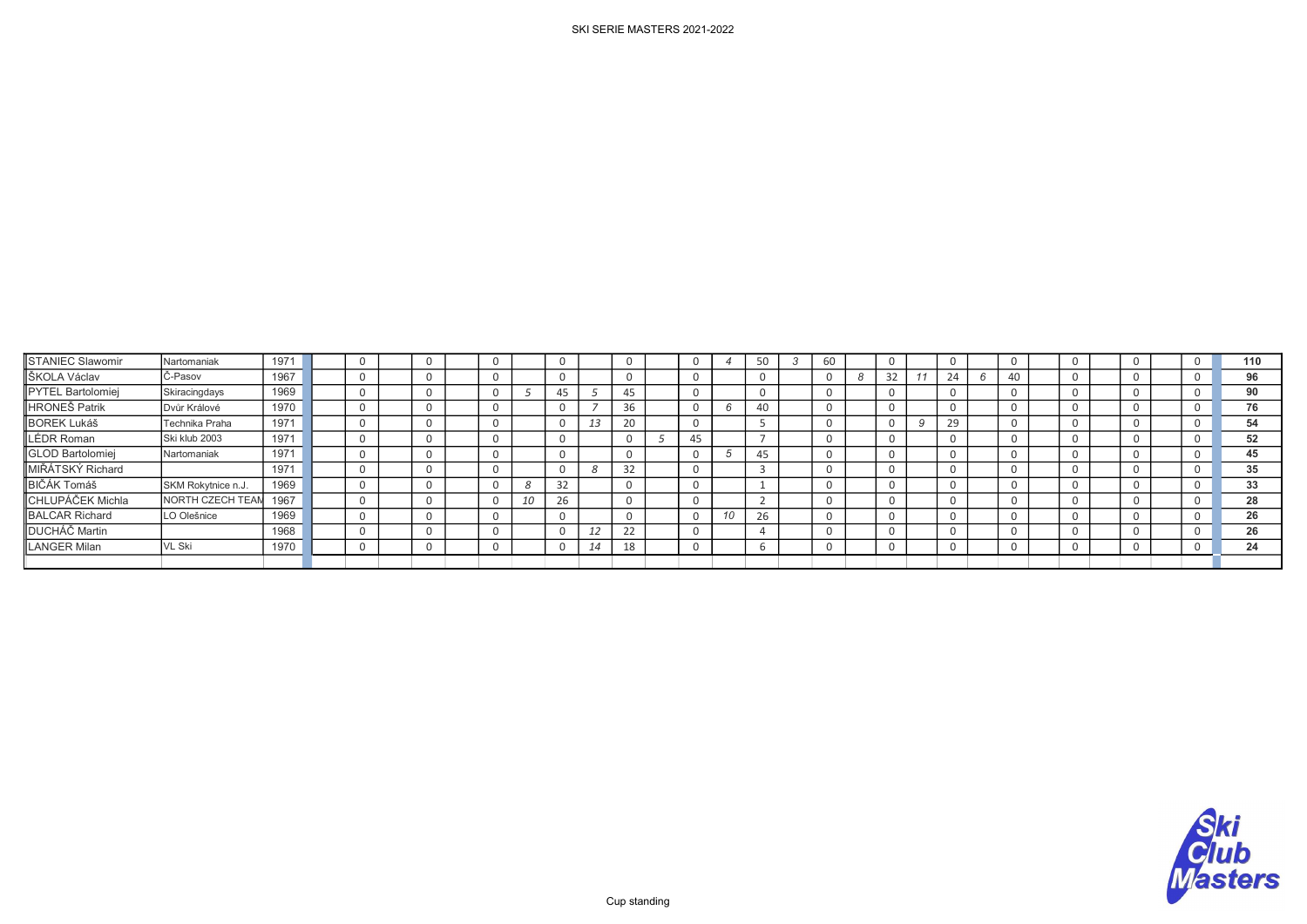# SKI SERIE MASTERS 2021-2022

| | | | | | | | | | | | | | | | | | | | | | | | | | | | | | | | |
|---|---|---|---|---|---|---|---|---|---|---|---|---|---|---|---|---|---|---|---|---|---|---|---|---|---|---|---|---|---|---|---|
| STANIEC Slawomir | Nartomaniak | 1971 | | 0 | | 0 | | 0 | | 0 | | 0 | | 0 | 4 | 50 | 3 | 60 | | 0 | | 0 | | 0 | | 0 | | 0 | | 0 | **110** |
| ŠKOLA Václav | Č-Pasov | 1967 | | 0 | | 0 | | 0 | | 0 | | 0 | | 0 | | 0 | | 0 | 8 | 32 | 11 | 24 | 6 | 40 | | 0 | | 0 | | 0 | **96** |
| PYTEL Bartolomiej | Skiracingdays | 1969 | | 0 | | 0 | | 0 | 5 | 45 | 5 | 45 | | 0 | | 0 | | 0 | | 0 | | 0 | | 0 | | 0 | | 0 | | 0 | **90** |
| HRONEŠ Patrik | Dvůr Králové | 1970 | | 0 | | 0 | | 0 | | 0 | 7 | 36 | | 0 | 6 | 40 | | 0 | | 0 | | 0 | | 0 | | 0 | | 0 | | 0 | **76** |
| BOREK Lukáš | Technika Praha | 1971 | | 0 | | 0 | | 0 | | 0 | 13 | 20 | | 0 | | 5 | | 0 | | 0 | 9 | 29 | | 0 | | 0 | | 0 | | 0 | **54** |
| LÉDR Roman | Ski klub 2003 | 1971 | | 0 | | 0 | | 0 | | 0 | | 0 | 5 | 45 | | 7 | | 0 | | 0 | | 0 | | 0 | | 0 | | 0 | | 0 | **52** |
| GLOD Bartolomiej | Nartomaniak | 1971 | | 0 | | 0 | | 0 | | 0 | | 0 | | 0 | 5 | 45 | | 0 | | 0 | | 0 | | 0 | | 0 | | 0 | | 0 | **45** |
| MIŘÁTSKÝ Richard | | 1971 | | 0 | | 0 | | 0 | | 0 | 8 | 32 | | 0 | | 3 | | 0 | | 0 | | 0 | | 0 | | 0 | | 0 | | 0 | **35** |
| BIČÁK Tomáš | SKM Rokytnice n.J. | 1969 | | 0 | | 0 | | 0 | 8 | 32 | | 0 | | 0 | | 1 | | 0 | | 0 | | 0 | | 0 | | 0 | | 0 | | 0 | **33** |
| CHLUPÁČEK Michla | NORTH CZECH TEAM | 1967 | | 0 | | 0 | | 0 | 10 | 26 | | 0 | | 0 | | 2 | | 0 | | 0 | | 0 | | 0 | | 0 | | 0 | | 0 | **28** |
| BALCAR Richard | LO Olešnice | 1969 | | 0 | | 0 | | 0 | | 0 | | 0 | | 0 | 10 | 26 | | 0 | | 0 | | 0 | | 0 | | 0 | | 0 | | 0 | **26** |
| DUCHÁČ Martin | | 1968 | | 0 | | 0 | | 0 | | 0 | 12 | 22 | | 0 | | 4 | | 0 | | 0 | | 0 | | 0 | | 0 | | 0 | | 0 | **26** |
| LANGER Milan | VL Ski | 1970 | | 0 | | 0 | | 0 | | 0 | 14 | 18 | | 0 | | 6 | | 0 | | 0 | | 0 | | 0 | | 0 | | 0 | | 0 | **24** |

Cup standing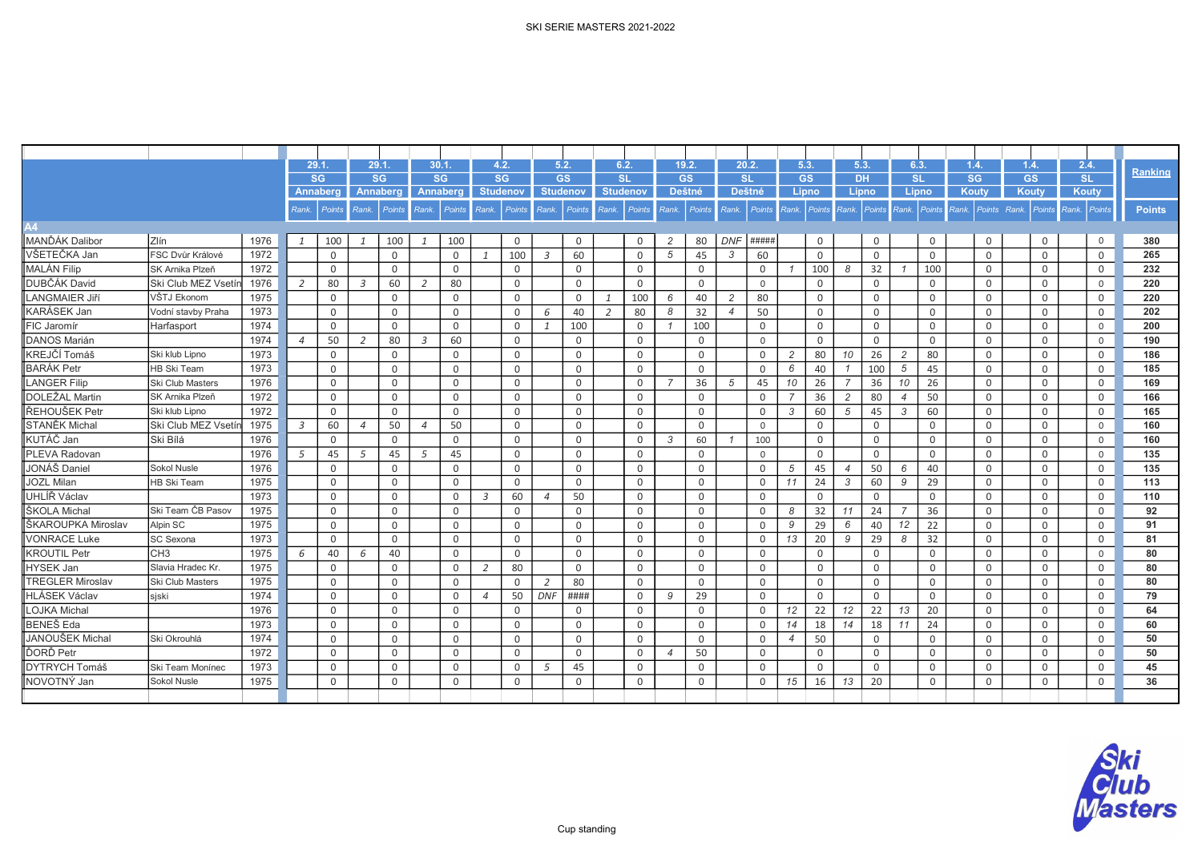SKI SERIE MASTERS 2021-2022

| | | | 29.1. SG Annaberg | | 29.1. SG Annaberg | | 30.1. SG Annaberg | | 4.2. SG Studenov | | 5.2. GS Studenov | | 6.2. SL Studenov | | 19.2. GS Deštné | | 20.2. SL Deštné | | 5.3. GS Lipno | | 5.3. DH Lipno | | 6.3. SL Lipno | | 1.4. SG Kouty | | 1.4. GS Kouty | | 2.4. SL Kouty | | Ranking |
|---|---|---|---|---|---|---|---|---|---|---|---|---|---|---|---|---|---|---|---|---|---|---|---|---|---|---|---|---|---|---|---|
| | | | Rank. | Points | Rank. | Points | Rank. | Points | Rank. | Points | Rank. | Points | Rank. | Points | Rank. | Points | Rank. | Points | Rank. | Points | Rank. | Points | Rank. | Points | Rank. | Points | Rank. | Points | Rank. | Points | Points |
| **A4** | | | | | | | | | | | | | | | | | | | | | | | | | | | | | | | |
| MANĎÁK Dalibor | Zlín | 1976 | 1 | 100 | 1 | 100 | 1 | 100 | | 0 | | 0 | | 0 | 2 | 80 | DNF | ##### | | 0 | | 0 | | 0 | | 0 | | 0 | | 0 | 380 |
| VŠETEČKA Jan | FSC Dvůr Králové | 1972 | | 0 | | 0 | | 0 | 1 | 100 | 3 | 60 | | 0 | 5 | 45 | 3 | 60 | | 0 | | 0 | | 0 | | 0 | | 0 | | 0 | 265 |
| MALÁN Filip | SK Arnika Plzeň | 1972 | | 0 | | 0 | | 0 | | 0 | | 0 | | 0 | | 0 | | 0 | 1 | 100 | 8 | 32 | 1 | 100 | | 0 | | 0 | | 0 | 232 |
| DUBČÁK David | Ski Club MEZ Vsetín | 1976 | 2 | 80 | 3 | 60 | 2 | 80 | | 0 | | 0 | | 0 | | 0 | | 0 | | 0 | | 0 | | 0 | | 0 | | 0 | | 0 | 220 |
| LANGMAIER Jiří | VŠTJ Ekonom | 1975 | | 0 | | 0 | | 0 | | 0 | | 0 | 1 | 100 | 6 | 40 | 2 | 80 | | 0 | | 0 | | 0 | | 0 | | 0 | | 0 | 220 |
| KARÁSEK Jan | Vodní stavby Praha | 1973 | | 0 | | 0 | | 0 | | 0 | 6 | 40 | 2 | 80 | 8 | 32 | 4 | 50 | | 0 | | 0 | | 0 | | 0 | | 0 | | 0 | 202 |
| FIC Jaromír | Harfasport | 1974 | | 0 | | 0 | | 0 | | 0 | 1 | 100 | | 0 | 1 | 100 | | 0 | | 0 | | 0 | | 0 | | 0 | | 0 | | 0 | 200 |
| DANOS Marián | | 1974 | 4 | 50 | 2 | 80 | 3 | 60 | | 0 | | 0 | | 0 | | 0 | | 0 | | 0 | | 0 | | 0 | | 0 | | 0 | | 0 | 190 |
| KREJČÍ Tomáš | Ski klub Lipno | 1973 | | 0 | | 0 | | 0 | | 0 | | 0 | | 0 | | 0 | | 0 | 2 | 80 | 10 | 26 | 2 | 80 | | 0 | | 0 | | 0 | 186 |
| BARÁK Petr | HB Ski Team | 1973 | | 0 | | 0 | | 0 | | 0 | | 0 | | 0 | | 0 | | 0 | 6 | 40 | 1 | 100 | 5 | 45 | | 0 | | 0 | | 0 | 185 |
| LANGER Filip | Ski Club Masters | 1976 | | 0 | | 0 | | 0 | | 0 | | 0 | | 0 | 7 | 36 | 5 | 45 | 10 | 26 | 7 | 36 | 10 | 26 | | 0 | | 0 | | 0 | 169 |
| DOLEŽAL Martin | SK Arnika Plzeň | 1972 | | 0 | | 0 | | 0 | | 0 | | 0 | | 0 | | 0 | | 0 | 7 | 36 | 2 | 80 | 4 | 50 | | 0 | | 0 | | 0 | 166 |
| ŘEHOUŠEK Petr | Ski klub Lipno | 1972 | | 0 | | 0 | | 0 | | 0 | | 0 | | 0 | | 0 | | 0 | 3 | 60 | 5 | 45 | 3 | 60 | | 0 | | 0 | | 0 | 165 |
| STANĚK Michal | Ski Club MEZ Vsetín | 1975 | 3 | 60 | 4 | 50 | 4 | 50 | | 0 | | 0 | | 0 | | 0 | | 0 | | 0 | | 0 | | 0 | | 0 | | 0 | | 0 | 160 |
| KUTÁČ Jan | Ski Bílá | 1976 | | 0 | | 0 | | 0 | | 0 | | 0 | | 0 | 3 | 60 | 1 | 100 | | 0 | | 0 | | 0 | | 0 | | 0 | | 0 | 160 |
| PLEVA Radovan | | 1976 | 5 | 45 | 5 | 45 | 5 | 45 | | 0 | | 0 | | 0 | | 0 | | 0 | | 0 | | 0 | | 0 | | 0 | | 0 | | 0 | 135 |
| JONÁŠ Daniel | Sokol Nusle | 1976 | | 0 | | 0 | | 0 | | 0 | | 0 | | 0 | | 0 | | 0 | 5 | 45 | 4 | 50 | 6 | 40 | | 0 | | 0 | | 0 | 135 |
| JOZL Milan | HB Ski Team | 1975 | | 0 | | 0 | | 0 | | 0 | | 0 | | 0 | | 0 | | 0 | 11 | 24 | 3 | 60 | 9 | 29 | | 0 | | 0 | | 0 | 113 |
| UHLÍŘ Václav | | 1973 | | 0 | | 0 | | 0 | 3 | 60 | 4 | 50 | | 0 | | 0 | | 0 | | 0 | | 0 | | 0 | | 0 | | 0 | | 0 | 110 |
| ŠKOLA Michal | Ski Team ČB Pasov | 1975 | | 0 | | 0 | | 0 | | 0 | | 0 | | 0 | | 0 | | 0 | 8 | 32 | 11 | 24 | 7 | 36 | | 0 | | 0 | | 0 | 92 |
| ŠKAROUPKA Miroslav | Alpin SC | 1975 | | 0 | | 0 | | 0 | | 0 | | 0 | | 0 | | 0 | | 0 | 9 | 29 | 6 | 40 | 12 | 22 | | 0 | | 0 | | 0 | 91 |
| VONRACE Luke | SC Sexona | 1973 | | 0 | | 0 | | 0 | | 0 | | 0 | | 0 | | 0 | | 0 | 13 | 20 | 9 | 29 | 8 | 32 | | 0 | | 0 | | 0 | 81 |
| KROUTIL Petr | CH3 | 1975 | 6 | 40 | 6 | 40 | | 0 | | 0 | | 0 | | 0 | | 0 | | 0 | | 0 | | 0 | | 0 | | 0 | | 0 | | 0 | 80 |
| HYSEK Jan | Slavia Hradec Kr. | 1975 | | 0 | | 0 | | 0 | 2 | 80 | | 0 | | 0 | | 0 | | 0 | | 0 | | 0 | | 0 | | 0 | | 0 | | 0 | 80 |
| TREGLER Miroslav | Ski Club Masters | 1975 | | 0 | | 0 | | 0 | | 0 | 2 | 80 | | 0 | | 0 | | 0 | | 0 | | 0 | | 0 | | 0 | | 0 | | 0 | 80 |
| HLÁSEK Václav | sjski | 1974 | | 0 | | 0 | | 0 | 4 | 50 | DNF | #### | | 0 | 9 | 29 | | 0 | | 0 | | 0 | | 0 | | 0 | | 0 | | 0 | 79 |
| LOJKA Michal | | 1976 | | 0 | | 0 | | 0 | | 0 | | 0 | | 0 | | 0 | | 0 | 12 | 22 | 12 | 22 | 13 | 20 | | 0 | | 0 | | 0 | 64 |
| BENEŠ Eda | | 1973 | | 0 | | 0 | | 0 | | 0 | | 0 | | 0 | | 0 | | 0 | 14 | 18 | 14 | 18 | 11 | 24 | | 0 | | 0 | | 0 | 60 |
| JANOUŠEK Michal | Ski Okrouhlá | 1974 | | 0 | | 0 | | 0 | | 0 | | 0 | | 0 | | 0 | | 0 | 4 | 50 | | 0 | | 0 | | 0 | | 0 | | 0 | 50 |
| ĎORĎ Petr | | 1972 | | 0 | | 0 | | 0 | | 0 | | 0 | | 0 | 4 | 50 | | 0 | | 0 | | 0 | | 0 | | 0 | | 0 | | 0 | 50 |
| DYTRYCH Tomáš | Ski Team Monínec | 1973 | | 0 | | 0 | | 0 | | 0 | 5 | 45 | | 0 | | 0 | | 0 | | 0 | | 0 | | 0 | | 0 | | 0 | | 0 | 45 |
| NOVOTNÝ Jan | Sokol Nusle | 1975 | | 0 | | 0 | | 0 | | 0 | | 0 | | 0 | | 0 | | 0 | 15 | 16 | 13 | 20 | | 0 | | 0 | | 0 | | 0 | 36 |

Cup standing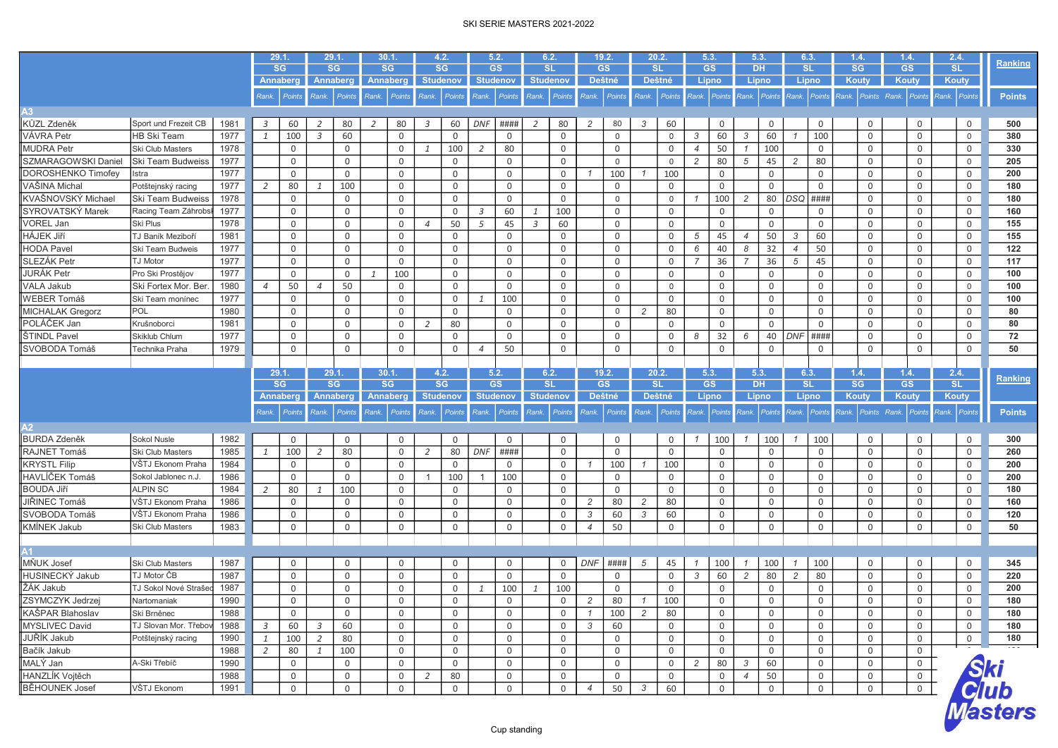# SKI SERIE MASTERS 2021-2022

| | | | 29.1. SG Annaberg | | 29.1. SG Annaberg | | 30.1. SG Annaberg | | 4.2. SG Studenov | | 5.2. GS Studenov | | 6.2. SL Studenov | | 19.2. GS Deštné | | 20.2. SL Deštné | | 5.3. GS Lipno | | 5.3. DH Lipno | | 6.3. SL Lipno | | 1.4. SG Kouty | | 1.4. GS Kouty | | 2.4. SL Kouty | | Ranking |
|---|---|---|---|---|---|---|---|---|---|---|---|---|---|---|---|---|---|---|---|---|---|---|---|---|---|---|---|---|---|---|---|
| | | | Rank. | Points | Rank. | Points | Rank. | Points | Rank. | Points | Rank. | Points | Rank. | Points | Rank. | Points | Rank. | Points | Rank. | Points | Rank. | Points | Rank. | Points | Rank. | Points | Rank. | Points | Rank. | Points | Points |
| **A3** | | | | | | | | | | | | | | | | | | | | | | | | | | | | | | | |
| KŮZL Zdeněk | Sport und Frezeit CB | 1981 | 3 | 60 | 2 | 80 | 2 | 80 | 3 | 60 | DNF | #### | 2 | 80 | 2 | 80 | 3 | 60 | | 0 | | 0 | | 0 | | 0 | | 0 | | 0 | 500 |
| VÁVRA Petr | HB Ski Team | 1977 | 1 | 100 | 3 | 60 | | 0 | | 0 | | 0 | | 0 | | 0 | | 0 | 3 | 60 | 3 | 60 | 1 | 100 | | 0 | | 0 | | 0 | 380 |
| MUDRA Petr | Ski Club Masters | 1978 | | 0 | | 0 | | 0 | 1 | 100 | 2 | 80 | | 0 | | 0 | | 0 | 4 | 50 | 1 | 100 | | 0 | | 0 | | 0 | | 0 | 330 |
| SZMARAGOWSKI Daniel | Ski Team Budweiss | 1977 | | 0 | | 0 | | 0 | | 0 | | 0 | | 0 | | 0 | | 0 | 2 | 80 | 5 | 45 | 2 | 80 | | 0 | | 0 | | 0 | 205 |
| DOROSHENKO Timofey | Istra | 1977 | | 0 | | 0 | | 0 | | 0 | | 0 | | 0 | 1 | 100 | 1 | 100 | | 0 | | 0 | | 0 | | 0 | | 0 | | 0 | 200 |
| VAŠINA Michal | Potštejnský racing | 1977 | 2 | 80 | 1 | 100 | | 0 | | 0 | | 0 | | 0 | | 0 | | 0 | | 0 | | 0 | | 0 | | 0 | | 0 | | 0 | 180 |
| KVAŠNOVSKÝ Michael | Ski Team Budweiss | 1978 | | 0 | | 0 | | 0 | | 0 | | 0 | | 0 | | 0 | | 0 | 1 | 100 | 2 | 80 | DSQ | #### | | 0 | | 0 | | 0 | 180 |
| SYROVATSKÝ Marek | Racing Team Záhrobsl | 1977 | | 0 | | 0 | | 0 | | 0 | 3 | 60 | 1 | 100 | | 0 | | 0 | | 0 | | 0 | | 0 | | 0 | | 0 | | 0 | 160 |
| VOREL Jan | Ski Plus | 1978 | | 0 | | 0 | | 0 | 4 | 50 | 5 | 45 | 3 | 60 | | 0 | | 0 | | 0 | | 0 | | 0 | | 0 | | 0 | | 0 | 155 |
| HÁJEK Jiří | TJ Baník Meziboří | 1981 | | 0 | | 0 | | 0 | | 0 | | 0 | | 0 | | 0 | | 0 | 5 | 45 | 4 | 50 | 3 | 60 | | 0 | | 0 | | 0 | 155 |
| HODA Pavel | Ski Team Budweis | 1977 | | 0 | | 0 | | 0 | | 0 | | 0 | | 0 | | 0 | | 0 | 6 | 40 | 8 | 32 | 4 | 50 | | 0 | | 0 | | 0 | 122 |
| SLEZÁK Petr | TJ Motor | 1977 | | 0 | | 0 | | 0 | | 0 | | 0 | | 0 | | 0 | | 0 | 7 | 36 | 7 | 36 | 5 | 45 | | 0 | | 0 | | 0 | 117 |
| JURÁK Petr | Pro Ski Prostějov | 1977 | | 0 | | 0 | 1 | 100 | | 0 | | 0 | | 0 | | 0 | | 0 | | 0 | | 0 | | 0 | | 0 | | 0 | | 0 | 100 |
| VALA Jakub | Ski Fortex Mor. Ber. | 1980 | 4 | 50 | 4 | 50 | | 0 | | 0 | | 0 | | 0 | | 0 | | 0 | | 0 | | 0 | | 0 | | 0 | | 0 | | 0 | 100 |
| WEBER Tomáš | Ski Team moninec | 1977 | | 0 | | 0 | | 0 | | 0 | 1 | 100 | | 0 | | 0 | | 0 | | 0 | | 0 | | 0 | | 0 | | 0 | | 0 | 100 |
| MICHALAK Gregorz | POL | 1980 | | 0 | | 0 | | 0 | | 0 | | 0 | | 0 | | 0 | 2 | 80 | | 0 | | 0 | | 0 | | 0 | | 0 | | 0 | 80 |
| POLÁČEK Jan | Krušnoborci | 1981 | | 0 | | 0 | | 0 | 2 | 80 | | 0 | | 0 | | 0 | | 0 | | 0 | | 0 | | 0 | | 0 | | 0 | | 0 | 80 |
| ŠTINDL Pavel | Skiklub Chlum | 1977 | | 0 | | 0 | | 0 | | 0 | | 0 | | 0 | | 0 | | 0 | 8 | 32 | 6 | 40 | DNF | #### | | 0 | | 0 | | 0 | 72 |
| SVOBODA Tomáš | Technika Praha | 1979 | | 0 | | 0 | | 0 | | 0 | 4 | 50 | | 0 | | 0 | | 0 | | 0 | | 0 | | 0 | | 0 | | 0 | | 0 | 50 |

| | | | 29.1. SG Annaberg | | 29.1. SG Annaberg | | 30.1. SG Annaberg | | 4.2. SG Studenov | | 5.2. GS Studenov | | 6.2. SL Studenov | | 19.2. GS Deštné | | 20.2. SL Deštné | | 5.3. GS Lipno | | 5.3. DH Lipno | | 6.3. SL Lipno | | 1.4. SG Kouty | | 1.4. GS Kouty | | 2.4. SL Kouty | | Ranking |
|---|---|---|---|---|---|---|---|---|---|---|---|---|---|---|---|---|---|---|---|---|---|---|---|---|---|---|---|---|---|---|---|
| | | | Rank. | Points | Rank. | Points | Rank. | Points | Rank. | Points | Rank. | Points | Rank. | Points | Rank. | Points | Rank. | Points | Rank. | Points | Rank. | Points | Rank. | Points | Rank. | Points | Rank. | Points | Rank. | Points | Points |
| **A2** | | | | | | | | | | | | | | | | | | | | | | | | | | | | | | | |
| BURDA Zdeněk | Sokol Nusle | 1982 | | 0 | | 0 | | 0 | | 0 | | 0 | | 0 | | 0 | | 0 | 1 | 100 | 1 | 100 | 1 | 100 | | 0 | | 0 | | 0 | 300 |
| RAJNET Tomáš | Ski Club Masters | 1985 | 1 | 100 | 2 | 80 | | 0 | 2 | 80 | DNF | #### | | 0 | | 0 | | 0 | | 0 | | 0 | | 0 | | 0 | | 0 | | 0 | 260 |
| KRYSTL Filip | VŠTJ Ekonom Praha | 1984 | | 0 | | 0 | | 0 | | 0 | | 0 | | 0 | 1 | 100 | 1 | 100 | | 0 | | 0 | | 0 | | 0 | | 0 | | 0 | 200 |
| HAVLÍČEK Tomáš | Sokol Jablonec n.J. | 1986 | | 0 | | 0 | | 0 | 1 | 100 | 1 | 100 | | 0 | | 0 | | 0 | | 0 | | 0 | | 0 | | 0 | | 0 | | 0 | 200 |
| BOUDA Jiří | ALPIN SC | 1984 | 2 | 80 | 1 | 100 | | 0 | | 0 | | 0 | | 0 | | 0 | | 0 | | 0 | | 0 | | 0 | | 0 | | 0 | | 0 | 180 |
| JIŘINEC Tomáš | VŠTJ Ekonom Praha | 1986 | | 0 | | 0 | | 0 | | 0 | | 0 | | 0 | 2 | 80 | 2 | 80 | | 0 | | 0 | | 0 | | 0 | | 0 | | 0 | 160 |
| SVOBODA Tomáš | VŠTJ Ekonom Praha | 1986 | | 0 | | 0 | | 0 | | 0 | | 0 | | 0 | 3 | 60 | 3 | 60 | | 0 | | 0 | | 0 | | 0 | | 0 | | 0 | 120 |
| KMÍNEK Jakub | Ski Club Masters | 1983 | | 0 | | 0 | | 0 | | 0 | | 0 | | 0 | 4 | 50 | | 0 | | 0 | | 0 | | 0 | | 0 | | 0 | | 0 | 50 |
| **A1** | | | | | | | | | | | | | | | | | | | | | | | | | | | | | | | |
| MŇUK Josef | Ski Club Masters | 1987 | | 0 | | 0 | | 0 | | 0 | | 0 | | 0 | DNF | #### | 5 | 45 | 1 | 100 | 1 | 100 | 1 | 100 | | 0 | | 0 | | 0 | 345 |
| HUSINECKÝ Jakub | TJ Motor ČB | 1987 | | 0 | | 0 | | 0 | | 0 | | 0 | | 0 | | 0 | | 0 | 3 | 60 | 2 | 80 | 2 | 80 | | 0 | | 0 | | 0 | 220 |
| ŽÁK Jakub | TJ Sokol Nové Strašec | 1987 | | 0 | | 0 | | 0 | | 0 | 1 | 100 | 1 | 100 | | 0 | | 0 | | 0 | | 0 | | 0 | | 0 | | 0 | | 0 | 200 |
| ZSYMCZYK Jedrzej | Nartomaniak | 1990 | | 0 | | 0 | | 0 | | 0 | | 0 | | 0 | 2 | 80 | 1 | 100 | | 0 | | 0 | | 0 | | 0 | | 0 | | 0 | 180 |
| KAŠPAR Blahoslav | Ski Brněnec | 1988 | | 0 | | 0 | | 0 | | 0 | | 0 | | 0 | 1 | 100 | 2 | 80 | | 0 | | 0 | | 0 | | 0 | | 0 | | 0 | 180 |
| MYSLIVEC David | TJ Slovan Mor. Třebov | 1988 | 3 | 60 | 3 | 60 | | 0 | | 0 | | 0 | | 0 | 3 | 60 | | 0 | | 0 | | 0 | | 0 | | 0 | | 0 | | 0 | 180 |
| JUŘÍK Jakub | Potštejnský racing | 1990 | 1 | 100 | 2 | 80 | | 0 | | 0 | | 0 | | 0 | | 0 | | 0 | | 0 | | 0 | | 0 | | 0 | | 0 | | 0 | 180 |
| Bačík Jakub | | 1988 | 2 | 80 | 1 | 100 | | 0 | | 0 | | 0 | | 0 | | 0 | | 0 | | 0 | | 0 | | 0 | | 0 | | 0 | | | |
| MALÝ Jan | A-Ski Třebíč | 1990 | | 0 | | 0 | | 0 | | 0 | | 0 | | 0 | | 0 | | 0 | 2 | 80 | 3 | 60 | | 0 | | 0 | | 0 | | | |
| HANZLÍK Vojtěch | | 1988 | | 0 | | 0 | | 0 | 2 | 80 | | 0 | | 0 | | 0 | | 0 | | 0 | 4 | 50 | | 0 | | 0 | | 0 | | | |
| BĚHOUNEK Josef | VŠTJ Ekonom | 1991 | | 0 | | 0 | | 0 | | 0 | | 0 | | 0 | 4 | 50 | 3 | 60 | | 0 | | 0 | | 0 | | 0 | | 0 | | | |

Cup standing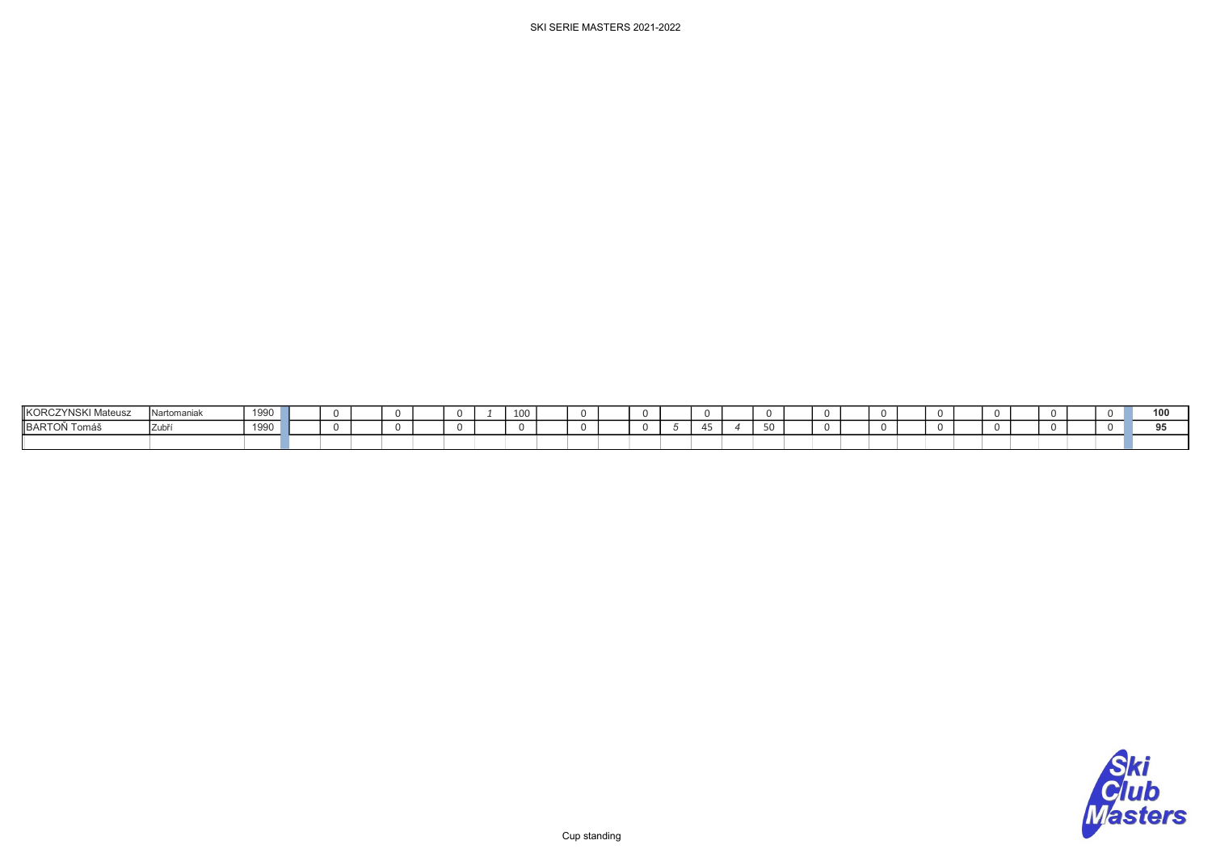| | | | | | | | | | | | | | | | | | | | | | | | | | | | | | | | |
|---|---|---|---|---|---|---|---|---|---|---|---|---|---|---|---|---|---|---|---|---|---|---|---|---|---|---|---|---|---|---|---|
| KORCZYNSKI Mateusz | Nartomaniak | 1990 | | 0 | | 0 | | 0 | *1* | 100 | | 0 | | 0 | | 0 | | 0 | | 0 | | 0 | | 0 | | 0 | | 0 | | 0 | **100** |
| BARTOŇ Tomáš | Zubří | 1990 | | 0 | | 0 | | 0 | | 0 | | 0 | | 0 | *5* | 45 | *4* | 50 | | 0 | | 0 | | 0 | | 0 | | 0 | | 0 | **95** |
| | | | | | | | | | | | | | | | | | | | | | | | | | | | | | | | |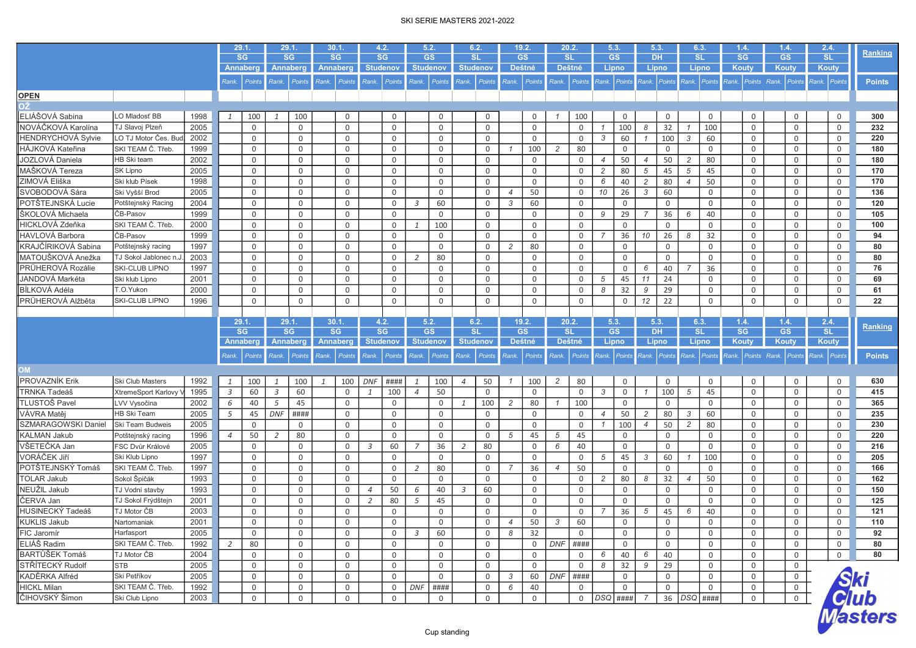SKI SERIE MASTERS 2021-2022

| | | | 29.1. SG Annaberg | | 29.1. SG Annaberg | | 30.1. SG Annaberg | | 4.2. SG Studenov | | 5.2. GS Studenov | | 6.2. SL Studenov | | 19.2. GS Deštné | | 20.2. SL Deštné | | 5.3. GS Lipno | | 5.3. DH Lipno | | 6.3. SL Lipno | | 1.4. SG Kouty | | 1.4. GS Kouty | | 2.4. SL Kouty | | Ranking |
|---|---|---|---|---|---|---|---|---|---|---|---|---|---|---|---|---|---|---|---|---|---|---|---|---|---|---|---|---|---|---|---|---|---|
| | | | Rank. | Points | Rank. | Points | Rank. | Points | Rank. | Points | Rank. | Points | Rank. | Points | Rank. | Points | Rank. | Points | Rank. | Points | Rank. | Points | Rank. | Points | Rank. | Points | Rank. | Points | Rank. | Points | Points |
| **OPEN** | | | | | | | | | | | | | | | | | | | | | | | | | | | | | | | |
| **OŽ** | | | | | | | | | | | | | | | | | | | | | | | | | | | | | | | |
| ELIÁŠOVÁ Sabina | LO Mladosť BB | 1998 | 1 | 100 | 1 | 100 | | 0 | | 0 | | 0 | | 0 | | 0 | 1 | 100 | | 0 | | 0 | | 0 | | 0 | | 0 | | 0 | 300 |
| NOVÁČKOVÁ Karolína | TJ Slavoj Plzeň | 2005 | | 0 | | 0 | | 0 | | 0 | | 0 | | 0 | | 0 | | 0 | 1 | 100 | 8 | 32 | 1 | 100 | | 0 | | 0 | | 0 | 232 |
| HENDRYCHOVÁ Sylvie | LO TJ Motor Čes. Bud | 2002 | | 0 | | 0 | | 0 | | 0 | | 0 | | 0 | | 0 | | 0 | 3 | 60 | 1 | 100 | 3 | 60 | | 0 | | 0 | | 0 | 220 |
| HÁJKOVÁ Kateřina | SKI TEAM Č. Třeb. | 1999 | | 0 | | 0 | | 0 | | 0 | | 0 | | 0 | 1 | 100 | 2 | 80 | | 0 | | 0 | | 0 | | 0 | | 0 | | 0 | 180 |
| JOZLOVÁ Daniela | HB Ski team | 2002 | | 0 | | 0 | | 0 | | 0 | | 0 | | 0 | | 0 | | 0 | 4 | 50 | 4 | 50 | 2 | 80 | | 0 | | 0 | | 0 | 180 |
| MAŠKOVÁ Tereza | SK Lipno | 2005 | | 0 | | 0 | | 0 | | 0 | | 0 | | 0 | | 0 | | 0 | 2 | 80 | 5 | 45 | 5 | 45 | | 0 | | 0 | | 0 | 170 |
| ZIMOVÁ Eliška | Ski klub Písek | 1998 | | 0 | | 0 | | 0 | | 0 | | 0 | | 0 | | 0 | | 0 | 6 | 40 | 2 | 80 | 4 | 50 | | 0 | | 0 | | 0 | 170 |
| SVOBODOVÁ Sára | Ski Vyšší Brod | 2005 | | 0 | | 0 | | 0 | | 0 | | 0 | | 0 | 4 | 50 | | 0 | 10 | 26 | 3 | 60 | | 0 | | 0 | | 0 | | 0 | 136 |
| POTŠTEJNSKÁ Lucie | Potštejnský Racing | 2004 | | 0 | | 0 | | 0 | | 0 | 3 | 60 | | 0 | 3 | 60 | | 0 | | 0 | | 0 | | 0 | | 0 | | 0 | | 0 | 120 |
| ŠKOLOVÁ Michaela | ČB-Pasov | 1999 | | 0 | | 0 | | 0 | | 0 | | 0 | | 0 | | 0 | | 0 | 9 | 29 | 7 | 36 | 6 | 40 | | 0 | | 0 | | 0 | 105 |
| HICKLOVÁ Zdeňka | SKI TEAM Č. Třeb. | 2000 | | 0 | | 0 | | 0 | | 0 | 1 | 100 | | 0 | | 0 | | 0 | | 0 | | 0 | | 0 | | 0 | | 0 | | 0 | 100 |
| HAVLOVÁ Barbora | ČB-Pasov | 1999 | | 0 | | 0 | | 0 | | 0 | | 0 | | 0 | | 0 | | 0 | 7 | 36 | 10 | 26 | 8 | 32 | | 0 | | 0 | | 0 | 94 |
| KRAJČÍRIKOVÁ Sabina | Potštejnský racing | 1997 | | 0 | | 0 | | 0 | | 0 | | 0 | | 0 | 2 | 80 | | 0 | | 0 | | 0 | | 0 | | 0 | | 0 | | 0 | 80 |
| MATOUŠKOVÁ Anežka | TJ Sokol Jablonec n.J. | 2003 | | 0 | | 0 | | 0 | | 0 | 2 | 80 | | 0 | | 0 | | 0 | | 0 | | 0 | | 0 | | 0 | | 0 | | 0 | 80 |
| PRŮHEROVÁ Rozálie | SKI-CLUB LIPNO | 1997 | | 0 | | 0 | | 0 | | 0 | | 0 | | 0 | | 0 | | 0 | | 0 | 6 | 40 | 7 | 36 | | 0 | | 0 | | 0 | 76 |
| JANDOVÁ Markéta | Ski klub Lipno | 2001 | | 0 | | 0 | | 0 | | 0 | | 0 | | 0 | | 0 | | 0 | 5 | 45 | 11 | 24 | | 0 | | 0 | | 0 | | 0 | 69 |
| BÍLKOVÁ Adéla | T.O.Yukon | 2000 | | 0 | | 0 | | 0 | | 0 | | 0 | | 0 | | 0 | | 0 | 8 | 32 | 9 | 29 | | 0 | | 0 | | 0 | | 0 | 61 |
| PRŮHEROVÁ Alžběta | SKI-CLUB LIPNO | 1996 | | 0 | | 0 | | 0 | | 0 | | 0 | | 0 | | 0 | | 0 | | 0 | 12 | 22 | | 0 | | 0 | | 0 | | 0 | 22 |

| | | | 29.1. SG Annaberg | | 29.1. SG Annaberg | | 30.1. SG Annaberg | | 4.2. SG Studenov | | 5.2. GS Studenov | | 6.2. SL Studenov | | 19.2. GS Deštné | | 20.2. SL Deštné | | 5.3. GS Lipno | | 5.3. DH Lipno | | 6.3. SL Lipno | | 1.4. SG Kouty | | 1.4. GS Kouty | | 2.4. SL Kouty | | Ranking |
|---|---|---|---|---|---|---|---|---|---|---|---|---|---|---|---|---|---|---|---|---|---|---|---|---|---|---|---|---|---|---|---|---|---|
| | | | Rank. | Points | Rank. | Points | Rank. | Points | Rank. | Points | Rank. | Points | Rank. | Points | Rank. | Points | Rank. | Points | Rank. | Points | Rank. | Points | Rank. | Points | Rank. | Points | Rank. | Points | Rank. | Points | Points |
| **OM** | | | | | | | | | | | | | | | | | | | | | | | | | | | | | | | |
| PROVAZNÍK Erik | Ski Club Masters | 1992 | 1 | 100 | 1 | 100 | 1 | 100 | DNF | #### | 1 | 100 | 4 | 50 | 1 | 100 | 2 | 80 | | 0 | | 0 | | 0 | | 0 | | 0 | | 0 | 630 |
| TRNKA Tadeáš | XtremeSport Karlovy V | 1995 | 3 | 60 | 3 | 60 | | 0 | 1 | 100 | 4 | 50 | | 0 | | 0 | | 0 | 3 | 0 | 1 | 100 | 5 | 45 | | 0 | | 0 | | 0 | 415 |
| TLUSTOŠ Pavel | LVV Vysočina | 2002 | 6 | 40 | 5 | 45 | | 0 | | 0 | | 0 | 1 | 100 | 2 | 80 | 1 | 100 | | 0 | | 0 | | 0 | | 0 | | 0 | | 0 | 365 |
| VÁVRA Matěj | HB Ski Team | 2005 | 5 | 45 | DNF | #### | | 0 | | 0 | | 0 | | 0 | | 0 | | 0 | 4 | 50 | 2 | 80 | 3 | 60 | | 0 | | 0 | | 0 | 235 |
| SZMARAGOWSKI Daniel | Ski Team Budweis | 2005 | | 0 | | 0 | | 0 | | 0 | | 0 | | 0 | | 0 | | 0 | 1 | 100 | 4 | 50 | 2 | 80 | | 0 | | 0 | | 0 | 230 |
| KALMAN Jakub | Potštejnský racing | 1996 | 4 | 50 | 2 | 80 | | 0 | | 0 | | 0 | | 0 | 5 | 45 | 5 | 45 | | 0 | | 0 | | 0 | | 0 | | 0 | | 0 | 220 |
| VŠETEČKA Jan | FSC Dvůr Králové | 2005 | | 0 | | 0 | | 0 | 3 | 60 | 7 | 36 | 2 | 80 | | 0 | 6 | 40 | | 0 | | 0 | | 0 | | 0 | | 0 | | 0 | 216 |
| VORÁČEK Jiří | Ski Klub Lipno | 1997 | | 0 | | 0 | | 0 | | 0 | | 0 | | 0 | | 0 | | 0 | 5 | 45 | 3 | 60 | 1 | 100 | | 0 | | 0 | | 0 | 205 |
| POTŠTEJNSKÝ Tomáš | SKI TEAM Č. Třeb. | 1997 | | 0 | | 0 | | 0 | | 0 | 2 | 80 | | 0 | 7 | 36 | 4 | 50 | | 0 | | 0 | | 0 | | 0 | | 0 | | 0 | 166 |
| TOLAR Jakub | Sokol Špičák | 1993 | | 0 | | 0 | | 0 | | 0 | | 0 | | 0 | | 0 | | 0 | 2 | 80 | 8 | 32 | 4 | 50 | | 0 | | 0 | | 0 | 162 |
| NEUŽIL Jakub | TJ Vodní stavby | 1993 | | 0 | | 0 | | 0 | 4 | 50 | 6 | 40 | 3 | 60 | | 0 | | 0 | | 0 | | 0 | | 0 | | 0 | | 0 | | 0 | 150 |
| ČERVA Jan | TJ Sokol Frýdštejn | 2001 | | 0 | | 0 | | 0 | 2 | 80 | 5 | 45 | | 0 | | 0 | | 0 | | 0 | | 0 | | 0 | | 0 | | 0 | | 0 | 125 |
| HUSINECKÝ Tadeáš | TJ Motor ČB | 2003 | | 0 | | 0 | | 0 | | 0 | | 0 | | 0 | | 0 | | 0 | 7 | 36 | 5 | 45 | 6 | 40 | | 0 | | 0 | | 0 | 121 |
| KUKLIS Jakub | Nartomaniak | 2001 | | 0 | | 0 | | 0 | | 0 | | 0 | | 0 | 4 | 50 | 3 | 60 | | 0 | | 0 | | 0 | | 0 | | 0 | | 0 | 110 |
| FIC Jaromír | Harfasport | 2005 | | 0 | | 0 | | 0 | | 0 | 3 | 60 | | 0 | 8 | 32 | | 0 | | 0 | | 0 | | 0 | | 0 | | 0 | | 0 | 92 |
| ELIÁŠ Radim | SKI TEAM Č. Třeb. | 1992 | 2 | 80 | | 0 | | 0 | | 0 | | 0 | | 0 | | 0 | DNF | #### | | 0 | | 0 | | 0 | | 0 | | 0 | | 0 | 80 |
| BARTŮŠEK Tomáš | TJ Motor ČB | 2004 | | 0 | | 0 | | 0 | | 0 | | 0 | | 0 | | 0 | | 0 | 6 | 40 | 6 | 40 | | 0 | | 0 | | 0 | | 0 | 80 |
| STŘÍTECKÝ Rudolf | STB | 2005 | | 0 | | 0 | | 0 | | 0 | | 0 | | 0 | | 0 | | 0 | 8 | 32 | 9 | 29 | | 0 | | 0 | | 0 | | | |
| KADĚRKA Alfréd | Ski Petříkov | 2005 | | 0 | | 0 | | 0 | | 0 | | 0 | | 0 | 3 | 60 | DNF | #### | | 0 | | 0 | | 0 | | 0 | | 0 | | | |
| HICKL Milan | SKI TEAM Č. Třeb. | 1992 | | 0 | | 0 | | 0 | | 0 | DNF | #### | | 0 | 6 | 40 | | 0 | | 0 | | 0 | | 0 | | 0 | | 0 | | | |
| ČIHOVSKÝ Šimon | Ski Club Lipno | 2003 | | 0 | | 0 | | 0 | | 0 | | 0 | | 0 | | 0 | | 0 | DSQ | #### | 7 | 36 | DSQ | #### | | 0 | | 0 | | | |

Cup standing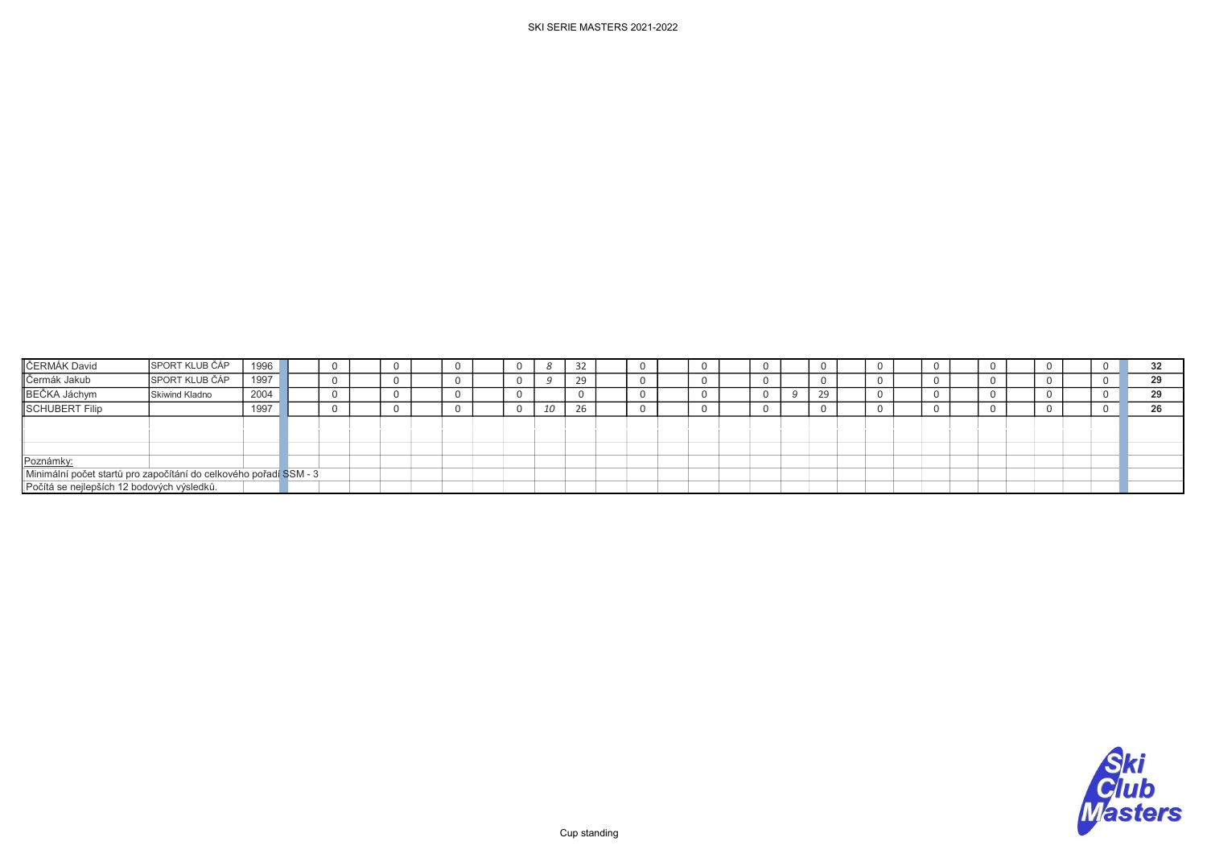| | | | | | | | | | | | | | | | | | | | | | | | | | | | | | | | | | |
|---|---|---|---|---|---|---|---|---|---|---|---|---|---|---|---|---|---|---|---|---|---|---|---|---|---|---|---|---|---|---|---|---|---|
| ČERMÁK David | SPORT KLUB ČÁP | 1996 | | 0 | | 0 | | 0 | | 0 | *8* | 32 | | 0 | | 0 | | 0 | | 0 | | 0 | | 0 | | 0 | | 0 | | 0 | **32** |
| Čermák Jakub | SPORT KLUB ČÁP | 1997 | | 0 | | 0 | | 0 | | 0 | *9* | 29 | | 0 | | 0 | | 0 | | 0 | | 0 | | 0 | | 0 | | 0 | | 0 | **29** |
| BEČKA Jáchym | Skiwind Kladno | 2004 | | 0 | | 0 | | 0 | | 0 | | 0 | | 0 | | 0 | | 0 | *9* | 29 | | 0 | | 0 | | 0 | | 0 | | 0 | **29** |
| SCHUBERT Filip | | 1997 | | 0 | | 0 | | 0 | | 0 | *10* | 26 | | 0 | | 0 | | 0 | | 0 | | 0 | | 0 | | 0 | | 0 | | 0 | **26** |

Poznámky:

Minimální počet startů pro započítání do celkového pořadí SSM - 3

Počítá se nejlepších 12 bodových výsledků.